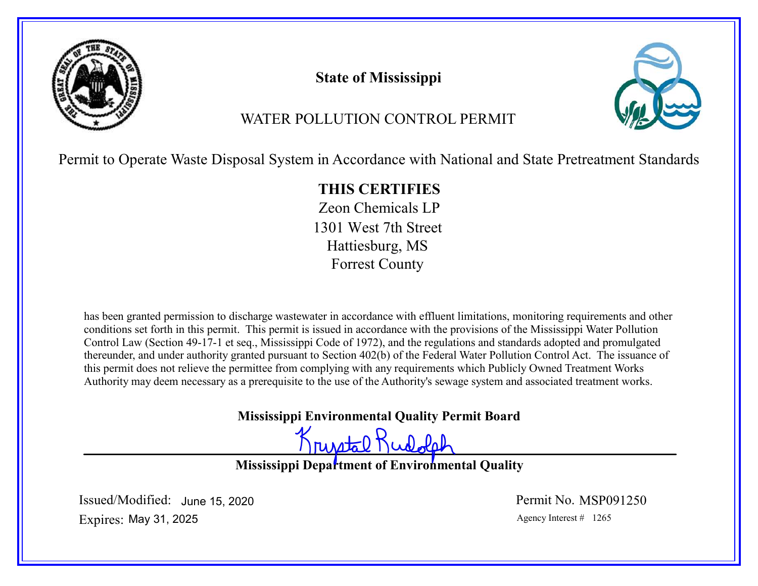# State of Mississippi

## WATER POLLUTION CONTROL PERMIT

Permit to Operate Waste Disposal System in Accordance with National and State Pretreatment Standards

**THIS CERTIFIES**

Zeon Chemicals LP
1301 West 7th Street
Hattiesburg, MS
Forrest County

has been granted permission to discharge wastewater in accordance with effluent limitations, monitoring requirements and other conditions set forth in this permit. This permit is issued in accordance with the provisions of the Mississippi Water Pollution Control Law (Section 49-17-1 et seq., Mississippi Code of 1972), and the regulations and standards adopted and promulgated thereunder, and under authority granted pursuant to Section 402(b) of the Federal Water Pollution Control Act. The issuance of this permit does not relieve the permittee from complying with any requirements which Publicly Owned Treatment Works Authority may deem necessary as a prerequisite to the use of the Authority's sewage system and associated treatment works.

**Mississippi Environmental Quality Permit Board**

Krystal Rudolph

**Mississippi Department of Environmental Quality**

Issued/Modified: June 15, 2020
Expires: May 31, 2025

Permit No. MSP091250
Agency Interest # 1265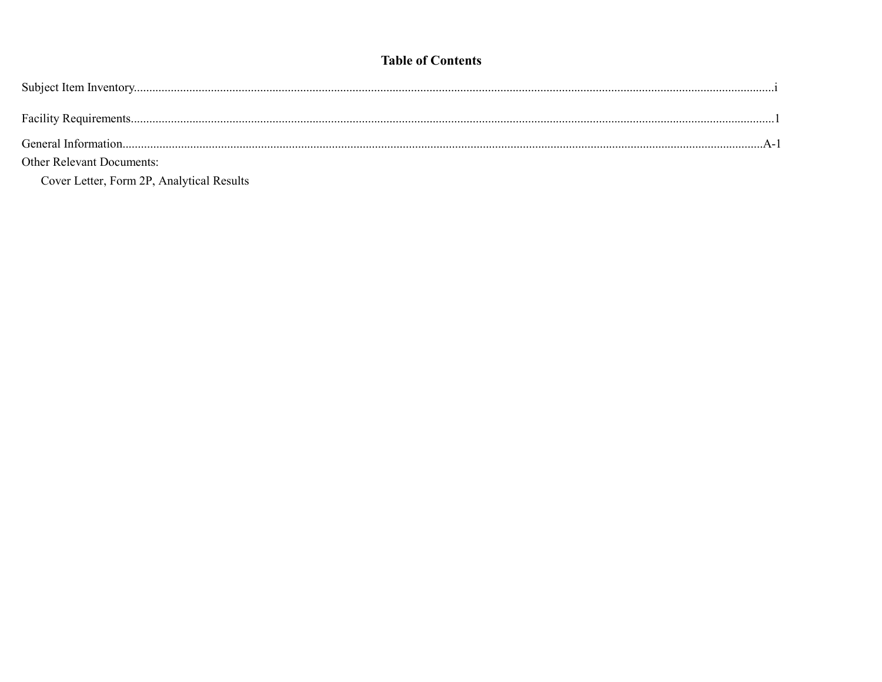# Table of Contents

Subject Item Inventory....................i

Facility Requirements....................1

General Information....................A-1

Other Relevant Documents:

Cover Letter, Form 2P, Analytical Results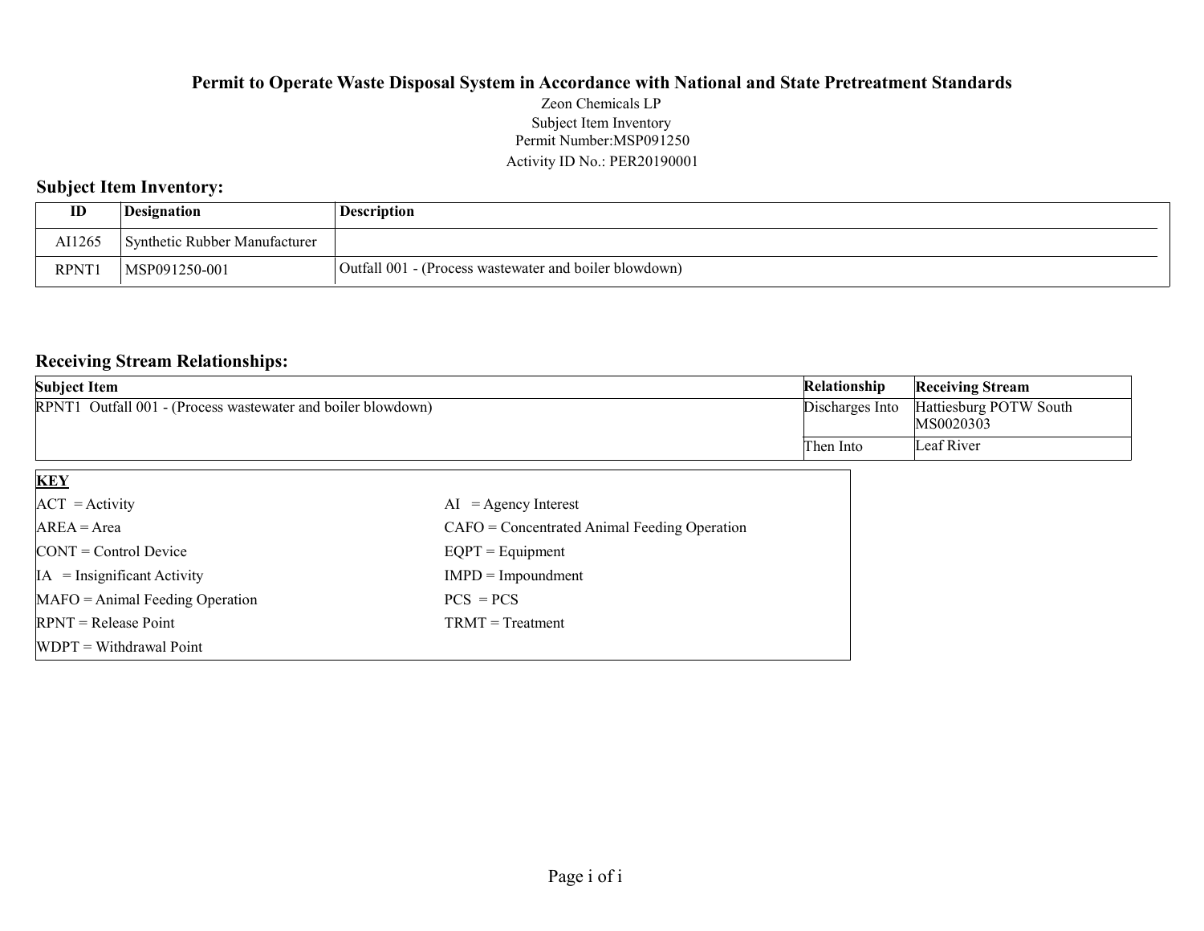# Permit to Operate Waste Disposal System in Accordance with National and State Pretreatment Standards

Zeon Chemicals LP
Subject Item Inventory
Permit Number:MSP091250
Activity ID No.: PER20190001

## Subject Item Inventory:

| ID | Designation | Description |
|---|---|---|
| AI1265 | Synthetic Rubber Manufacturer | |
| RPNT1 | MSP091250-001 | Outfall 001 - (Process wastewater and boiler blowdown) |

## Receiving Stream Relationships:

| Subject Item | Relationship | Receiving Stream |
|---|---|---|
| RPNT1 Outfall 001 - (Process wastewater and boiler blowdown) | Discharges Into | Hattiesburg POTW South MS0020303 |
| | Then Into | Leaf River |

**KEY**

| | |
|---|---|
| ACT = Activity | AI = Agency Interest |
| AREA = Area | CAFO = Concentrated Animal Feeding Operation |
| CONT = Control Device | EQPT = Equipment |
| IA = Insignificant Activity | IMPD = Impoundment |
| MAFO = Animal Feeding Operation | PCS = PCS |
| RPNT = Release Point | TRMT = Treatment |
| WDPT = Withdrawal Point | |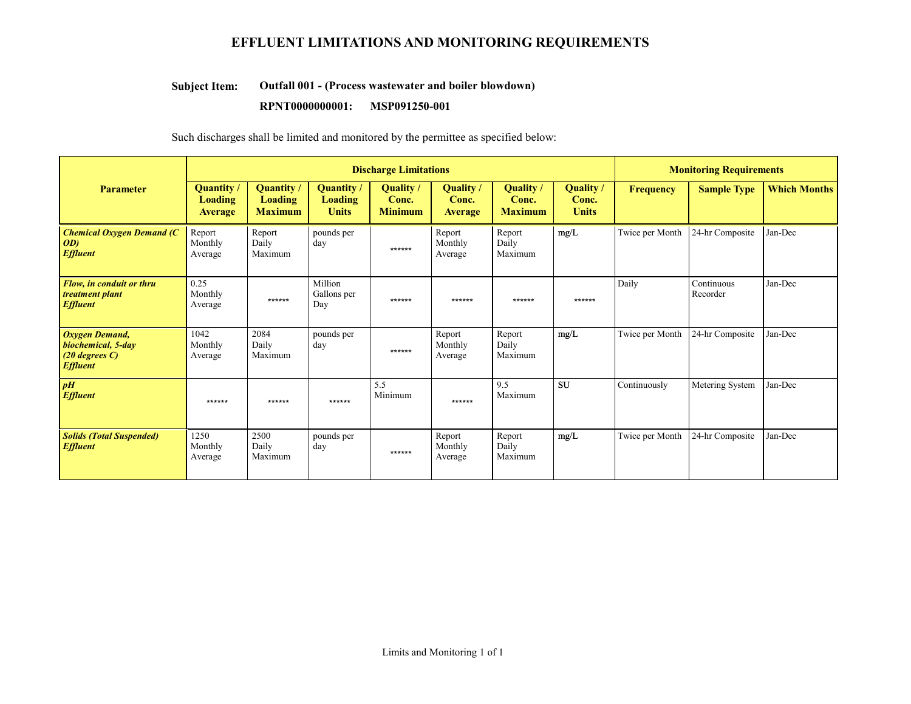# EFFLUENT LIMITATIONS AND MONITORING REQUIREMENTS

**Subject Item:** **Outfall 001 - (Process wastewater and boiler blowdown)**

**RPNT0000000001: MSP091250-001**

Such discharges shall be limited and monitored by the permittee as specified below:

| Parameter | Discharge Limitations | | | | | | | Monitoring Requirements | | |
|---|---|---|---|---|---|---|---|---|---|---|
| | Quantity / Loading Average | Quantity / Loading Maximum | Quantity / Loading Units | Quality / Conc. Minimum | Quality / Conc. Average | Quality / Conc. Maximum | Quality / Conc. Units | Frequency | Sample Type | Which Months |
| ***Chemical Oxygen Demand (COD) Effluent*** | Report Monthly Average | Report Daily Maximum | pounds per day | ****** | Report Monthly Average | Report Daily Maximum | mg/L | Twice per Month | 24-hr Composite | Jan-Dec |
| ***Flow, in conduit or thru treatment plant Effluent*** | 0.25 Monthly Average | ****** | Million Gallons per Day | ****** | ****** | ****** | ****** | Daily | Continuous Recorder | Jan-Dec |
| ***Oxygen Demand, biochemical, 5-day (20 degrees C) Effluent*** | 1042 Monthly Average | 2084 Daily Maximum | pounds per day | ****** | Report Monthly Average | Report Daily Maximum | mg/L | Twice per Month | 24-hr Composite | Jan-Dec |
| ***pH Effluent*** | ****** | ****** | ****** | 5.5 Minimum | ****** | 9.5 Maximum | SU | Continuously | Metering System | Jan-Dec |
| ***Solids (Total Suspended) Effluent*** | 1250 Monthly Average | 2500 Daily Maximum | pounds per day | ****** | Report Monthly Average | Report Daily Maximum | mg/L | Twice per Month | 24-hr Composite | Jan-Dec |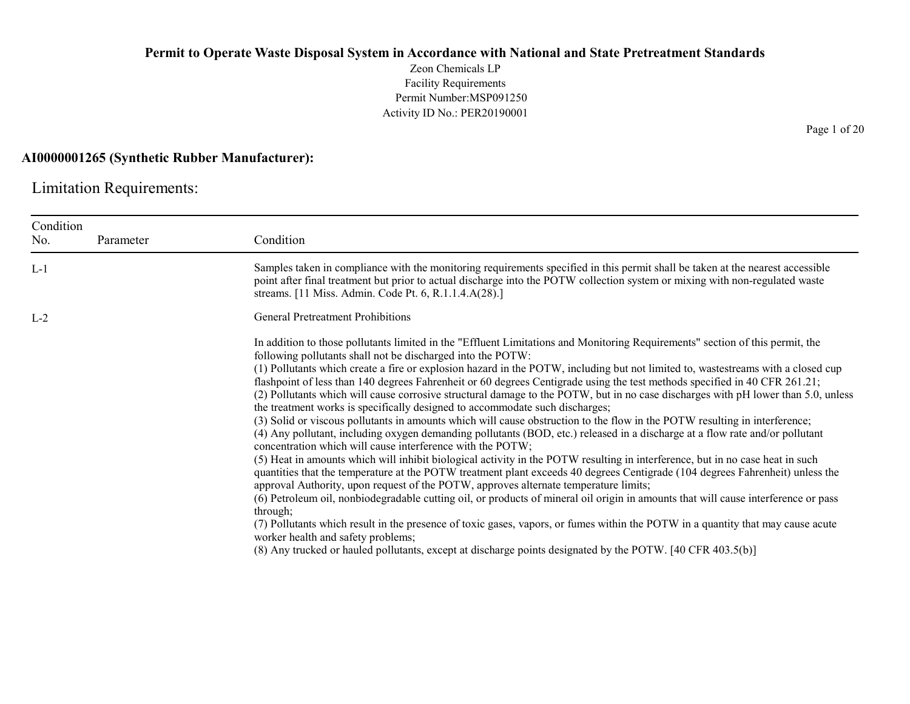**Permit to Operate Waste Disposal System in Accordance with National and State Pretreatment Standards**

Zeon Chemicals LP
Facility Requirements
Permit Number:MSP091250
Activity ID No.: PER20190001

**AI0000001265 (Synthetic Rubber Manufacturer):**

## Limitation Requirements:

| Condition No. | Parameter | Condition |
|---|---|---|
| L-1 | | Samples taken in compliance with the monitoring requirements specified in this permit shall be taken at the nearest accessible point after final treatment but prior to actual discharge into the POTW collection system or mixing with non-regulated waste streams. [11 Miss. Admin. Code Pt. 6, R.1.1.4.A(28).] |
| L-2 | | General Pretreatment Prohibitions<br><br>In addition to those pollutants limited in the "Effluent Limitations and Monitoring Requirements" section of this permit, the following pollutants shall not be discharged into the POTW:<br>(1) Pollutants which create a fire or explosion hazard in the POTW, including but not limited to, wastestreams with a closed cup flashpoint of less than 140 degrees Fahrenheit or 60 degrees Centigrade using the test methods specified in 40 CFR 261.21;<br>(2) Pollutants which will cause corrosive structural damage to the POTW, but in no case discharges with pH lower than 5.0, unless the treatment works is specifically designed to accommodate such discharges;<br>(3) Solid or viscous pollutants in amounts which will cause obstruction to the flow in the POTW resulting in interference;<br>(4) Any pollutant, including oxygen demanding pollutants (BOD, etc.) released in a discharge at a flow rate and/or pollutant concentration which will cause interference with the POTW;<br>(5) Heat in amounts which will inhibit biological activity in the POTW resulting in interference, but in no case heat in such quantities that the temperature at the POTW treatment plant exceeds 40 degrees Centigrade (104 degrees Fahrenheit) unless the approval Authority, upon request of the POTW, approves alternate temperature limits;<br>(6) Petroleum oil, nonbiodegradable cutting oil, or products of mineral oil origin in amounts that will cause interference or pass through;<br>(7) Pollutants which result in the presence of toxic gases, vapors, or fumes within the POTW in a quantity that may cause acute worker health and safety problems;<br>(8) Any trucked or hauled pollutants, except at discharge points designated by the POTW. [40 CFR 403.5(b)] |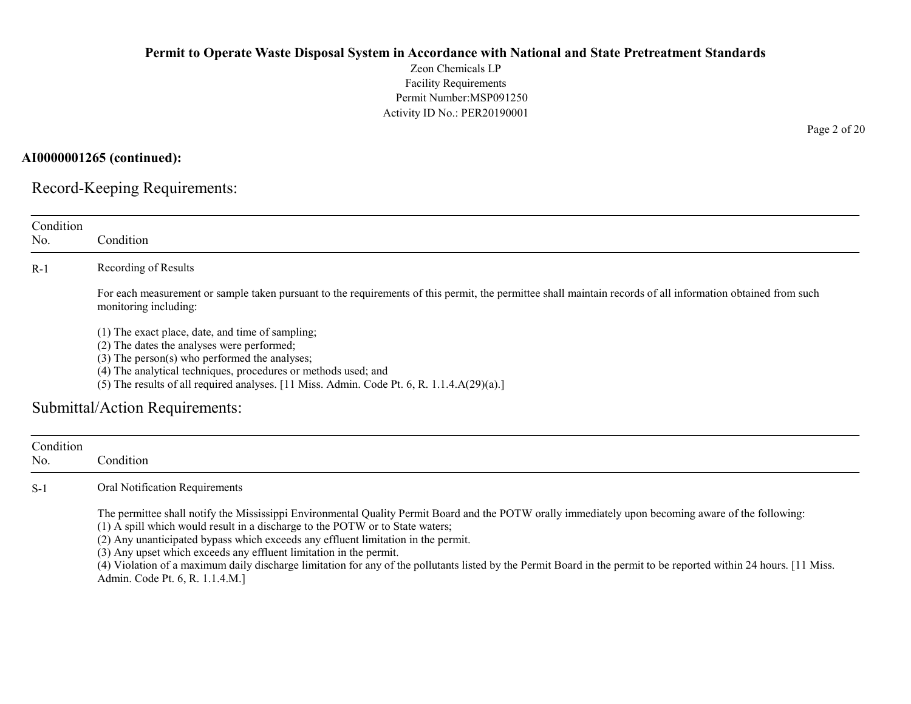**AI0000001265 (continued):**

## Record-Keeping Requirements:

| Condition No. | Condition |
|---|---|
| R-1 | Recording of Results<br><br>For each measurement or sample taken pursuant to the requirements of this permit, the permittee shall maintain records of all information obtained from such monitoring including:<br><br>(1) The exact place, date, and time of sampling;<br>(2) The dates the analyses were performed;<br>(3) The person(s) who performed the analyses;<br>(4) The analytical techniques, procedures or methods used; and<br>(5) The results of all required analyses. [11 Miss. Admin. Code Pt. 6, R. 1.1.4.A(29)(a).] |

## Submittal/Action Requirements:

| Condition No. | Condition |
|---|---|
| S-1 | Oral Notification Requirements<br><br>The permittee shall notify the Mississippi Environmental Quality Permit Board and the POTW orally immediately upon becoming aware of the following:<br>(1) A spill which would result in a discharge to the POTW or to State waters;<br>(2) Any unanticipated bypass which exceeds any effluent limitation in the permit.<br>(3) Any upset which exceeds any effluent limitation in the permit.<br>(4) Violation of a maximum daily discharge limitation for any of the pollutants listed by the Permit Board in the permit to be reported within 24 hours. [11 Miss. Admin. Code Pt. 6, R. 1.1.4.M.] |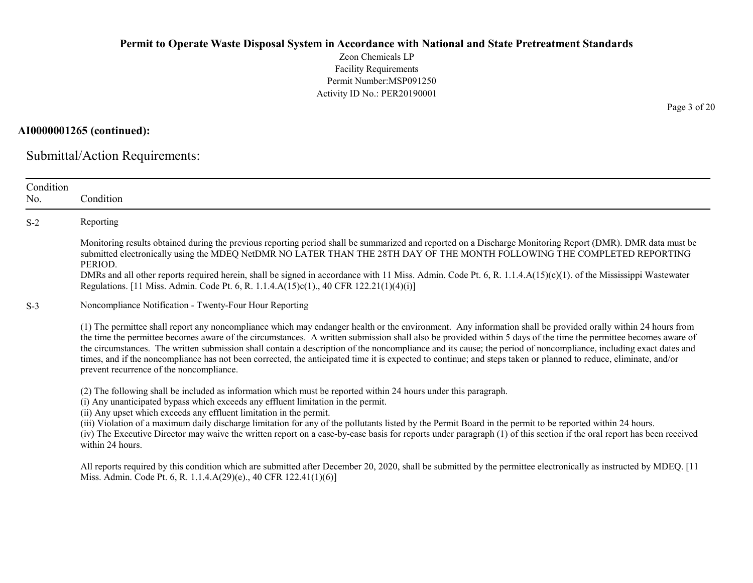**AI0000001265 (continued):**

## Submittal/Action Requirements:

| Condition No. | Condition |
|---|---|
| S-2 | Reporting<br><br>Monitoring results obtained during the previous reporting period shall be summarized and reported on a Discharge Monitoring Report (DMR). DMR data must be submitted electronically using the MDEQ NetDMR NO LATER THAN THE 28TH DAY OF THE MONTH FOLLOWING THE COMPLETED REPORTING PERIOD.<br>DMRs and all other reports required herein, shall be signed in accordance with 11 Miss. Admin. Code Pt. 6, R. 1.1.4.A(15)(c)(1). of the Mississippi Wastewater Regulations. [11 Miss. Admin. Code Pt. 6, R. 1.1.4.A(15)c(1)., 40 CFR 122.21(1)(4)(i)] |
| S-3 | Noncompliance Notification - Twenty-Four Hour Reporting<br><br>(1) The permittee shall report any noncompliance which may endanger health or the environment. Any information shall be provided orally within 24 hours from the time the permittee becomes aware of the circumstances. A written submission shall also be provided within 5 days of the time the permittee becomes aware of the circumstances. The written submission shall contain a description of the noncompliance and its cause; the period of noncompliance, including exact dates and times, and if the noncompliance has not been corrected, the anticipated time it is expected to continue; and steps taken or planned to reduce, eliminate, and/or prevent recurrence of the noncompliance.<br><br>(2) The following shall be included as information which must be reported within 24 hours under this paragraph.<br>(i) Any unanticipated bypass which exceeds any effluent limitation in the permit.<br>(ii) Any upset which exceeds any effluent limitation in the permit.<br>(iii) Violation of a maximum daily discharge limitation for any of the pollutants listed by the Permit Board in the permit to be reported within 24 hours.<br>(iv) The Executive Director may waive the written report on a case-by-case basis for reports under paragraph (1) of this section if the oral report has been received within 24 hours.<br><br>All reports required by this condition which are submitted after December 20, 2020, shall be submitted by the permittee electronically as instructed by MDEQ. [11 Miss. Admin. Code Pt. 6, R. 1.1.4.A(29)(e)., 40 CFR 122.41(1)(6)] |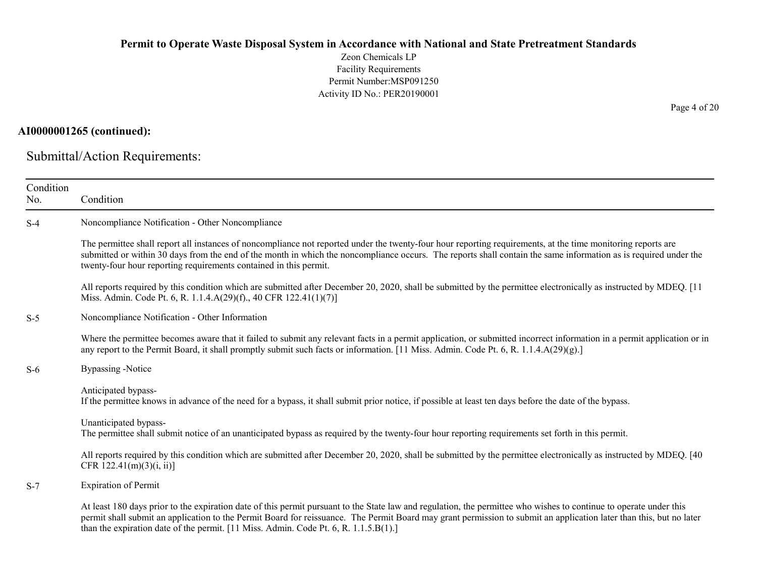**AI0000001265 (continued):**

## Submittal/Action Requirements:

| Condition No. | Condition |
|---|---|
| S-4 | Noncompliance Notification - Other Noncompliance<br><br>The permittee shall report all instances of noncompliance not reported under the twenty-four hour reporting requirements, at the time monitoring reports are submitted or within 30 days from the end of the month in which the noncompliance occurs. The reports shall contain the same information as is required under the twenty-four hour reporting requirements contained in this permit.<br><br>All reports required by this condition which are submitted after December 20, 2020, shall be submitted by the permittee electronically as instructed by MDEQ. [11 Miss. Admin. Code Pt. 6, R. 1.1.4.A(29)(f)., 40 CFR 122.41(1)(7)] |
| S-5 | Noncompliance Notification - Other Information<br><br>Where the permittee becomes aware that it failed to submit any relevant facts in a permit application, or submitted incorrect information in a permit application or in any report to the Permit Board, it shall promptly submit such facts or information. [11 Miss. Admin. Code Pt. 6, R. 1.1.4.A(29)(g).] |
| S-6 | Bypassing -Notice<br><br>Anticipated bypass-<br>If the permittee knows in advance of the need for a bypass, it shall submit prior notice, if possible at least ten days before the date of the bypass.<br><br>Unanticipated bypass-<br>The permittee shall submit notice of an unanticipated bypass as required by the twenty-four hour reporting requirements set forth in this permit.<br><br>All reports required by this condition which are submitted after December 20, 2020, shall be submitted by the permittee electronically as instructed by MDEQ. [40 CFR 122.41(m)(3)(i, ii)] |
| S-7 | Expiration of Permit<br><br>At least 180 days prior to the expiration date of this permit pursuant to the State law and regulation, the permittee who wishes to continue to operate under this permit shall submit an application to the Permit Board for reissuance. The Permit Board may grant permission to submit an application later than this, but no later than the expiration date of the permit. [11 Miss. Admin. Code Pt. 6, R. 1.1.5.B(1).] |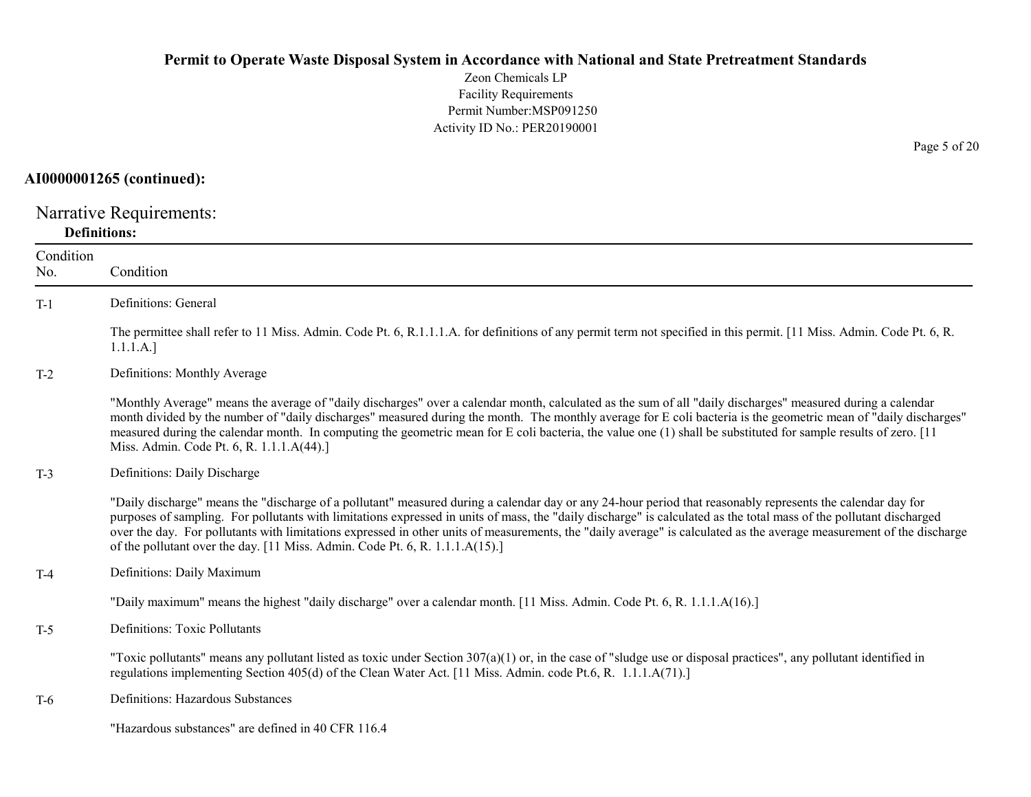**AI0000001265 (continued):**

## Narrative Requirements:

### Definitions:

| Condition No. | Condition |
|---|---|
| T-1 | Definitions: General<br><br>The permittee shall refer to 11 Miss. Admin. Code Pt. 6, R.1.1.1.A. for definitions of any permit term not specified in this permit. [11 Miss. Admin. Code Pt. 6, R. 1.1.1.A.] |
| T-2 | Definitions: Monthly Average<br><br>"Monthly Average" means the average of "daily discharges" over a calendar month, calculated as the sum of all "daily discharges" measured during a calendar month divided by the number of "daily discharges" measured during the month. The monthly average for E coli bacteria is the geometric mean of "daily discharges" measured during the calendar month. In computing the geometric mean for E coli bacteria, the value one (1) shall be substituted for sample results of zero. [11 Miss. Admin. Code Pt. 6, R. 1.1.1.A(44).] |
| T-3 | Definitions: Daily Discharge<br><br>"Daily discharge" means the "discharge of a pollutant" measured during a calendar day or any 24-hour period that reasonably represents the calendar day for purposes of sampling. For pollutants with limitations expressed in units of mass, the "daily discharge" is calculated as the total mass of the pollutant discharged over the day. For pollutants with limitations expressed in other units of measurements, the "daily average" is calculated as the average measurement of the discharge of the pollutant over the day. [11 Miss. Admin. Code Pt. 6, R. 1.1.1.A(15).] |
| T-4 | Definitions: Daily Maximum<br><br>"Daily maximum" means the highest "daily discharge" over a calendar month. [11 Miss. Admin. Code Pt. 6, R. 1.1.1.A(16).] |
| T-5 | Definitions: Toxic Pollutants<br><br>"Toxic pollutants" means any pollutant listed as toxic under Section 307(a)(1) or, in the case of "sludge use or disposal practices", any pollutant identified in regulations implementing Section 405(d) of the Clean Water Act. [11 Miss. Admin. code Pt.6, R. 1.1.1.A(71).] |
| T-6 | Definitions: Hazardous Substances<br><br>"Hazardous substances" are defined in 40 CFR 116.4 |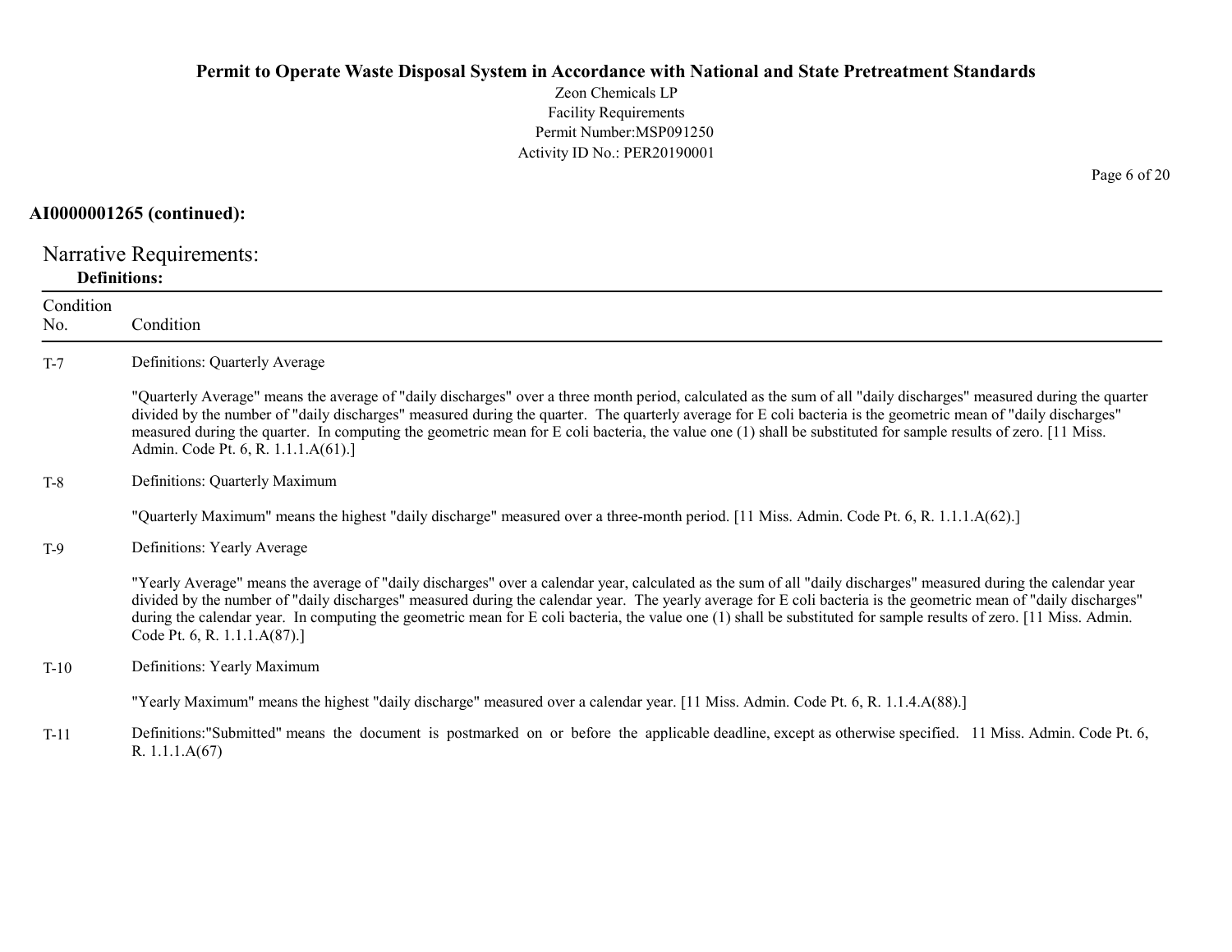**AI0000001265 (continued):**

## Narrative Requirements:

**Definitions:**

| Condition No. | Condition |
|---|---|
| T-7 | Definitions: Quarterly Average<br><br>"Quarterly Average" means the average of "daily discharges" over a three month period, calculated as the sum of all "daily discharges" measured during the quarter divided by the number of "daily discharges" measured during the quarter. The quarterly average for E coli bacteria is the geometric mean of "daily discharges" measured during the quarter. In computing the geometric mean for E coli bacteria, the value one (1) shall be substituted for sample results of zero. [11 Miss. Admin. Code Pt. 6, R. 1.1.1.A(61).] |
| T-8 | Definitions: Quarterly Maximum<br><br>"Quarterly Maximum" means the highest "daily discharge" measured over a three-month period. [11 Miss. Admin. Code Pt. 6, R. 1.1.1.A(62).] |
| T-9 | Definitions: Yearly Average<br><br>"Yearly Average" means the average of "daily discharges" over a calendar year, calculated as the sum of all "daily discharges" measured during the calendar year divided by the number of "daily discharges" measured during the calendar year. The yearly average for E coli bacteria is the geometric mean of "daily discharges" during the calendar year. In computing the geometric mean for E coli bacteria, the value one (1) shall be substituted for sample results of zero. [11 Miss. Admin. Code Pt. 6, R. 1.1.1.A(87).] |
| T-10 | Definitions: Yearly Maximum<br><br>"Yearly Maximum" means the highest "daily discharge" measured over a calendar year. [11 Miss. Admin. Code Pt. 6, R. 1.1.4.A(88).] |
| T-11 | Definitions:"Submitted" means the document is postmarked on or before the applicable deadline, except as otherwise specified. 11 Miss. Admin. Code Pt. 6, R. 1.1.1.A(67) |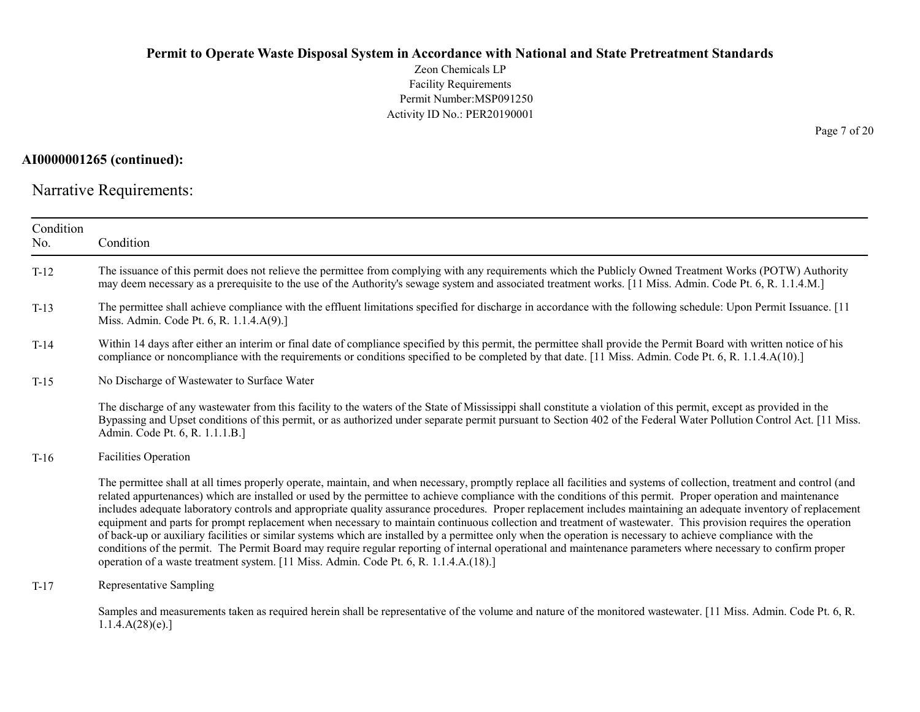**AI0000001265 (continued):**

Narrative Requirements:

| Condition No. | Condition |
|---|---|
| T-12 | The issuance of this permit does not relieve the permittee from complying with any requirements which the Publicly Owned Treatment Works (POTW) Authority may deem necessary as a prerequisite to the use of the Authority's sewage system and associated treatment works. [11 Miss. Admin. Code Pt. 6, R. 1.1.4.M.] |
| T-13 | The permittee shall achieve compliance with the effluent limitations specified for discharge in accordance with the following schedule: Upon Permit Issuance. [11 Miss. Admin. Code Pt. 6, R. 1.1.4.A(9).] |
| T-14 | Within 14 days after either an interim or final date of compliance specified by this permit, the permittee shall provide the Permit Board with written notice of his compliance or noncompliance with the requirements or conditions specified to be completed by that date. [11 Miss. Admin. Code Pt. 6, R. 1.1.4.A(10).] |
| T-15 | No Discharge of Wastewater to Surface Water<br><br>The discharge of any wastewater from this facility to the waters of the State of Mississippi shall constitute a violation of this permit, except as provided in the Bypassing and Upset conditions of this permit, or as authorized under separate permit pursuant to Section 402 of the Federal Water Pollution Control Act. [11 Miss. Admin. Code Pt. 6, R. 1.1.1.B.] |
| T-16 | Facilities Operation<br><br>The permittee shall at all times properly operate, maintain, and when necessary, promptly replace all facilities and systems of collection, treatment and control (and related appurtenances) which are installed or used by the permittee to achieve compliance with the conditions of this permit. Proper operation and maintenance includes adequate laboratory controls and appropriate quality assurance procedures. Proper replacement includes maintaining an adequate inventory of replacement equipment and parts for prompt replacement when necessary to maintain continuous collection and treatment of wastewater. This provision requires the operation of back-up or auxiliary facilities or similar systems which are installed by a permittee only when the operation is necessary to achieve compliance with the conditions of the permit. The Permit Board may require regular reporting of internal operational and maintenance parameters where necessary to confirm proper operation of a waste treatment system. [11 Miss. Admin. Code Pt. 6, R. 1.1.4.A.(18).] |
| T-17 | Representative Sampling<br><br>Samples and measurements taken as required herein shall be representative of the volume and nature of the monitored wastewater. [11 Miss. Admin. Code Pt. 6, R. 1.1.4.A(28)(e).] |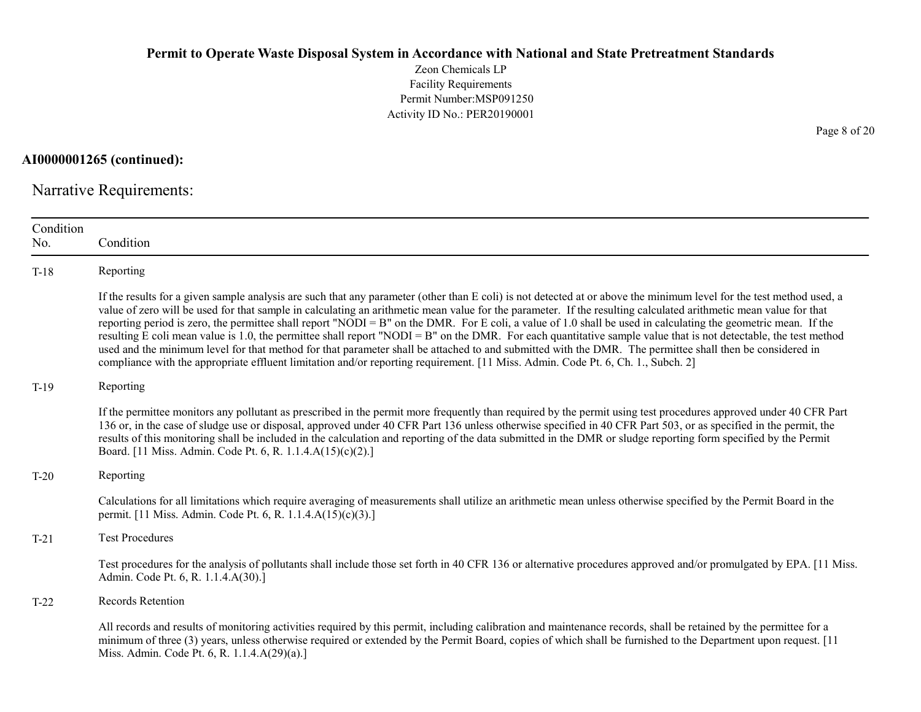**AI0000001265 (continued):**

## Narrative Requirements:

| Condition No. | Condition |
|---|---|
| T-18 | Reporting<br><br>If the results for a given sample analysis are such that any parameter (other than E coli) is not detected at or above the minimum level for the test method used, a value of zero will be used for that sample in calculating an arithmetic mean value for the parameter. If the resulting calculated arithmetic mean value for that reporting period is zero, the permittee shall report "NODI = B" on the DMR. For E coli, a value of 1.0 shall be used in calculating the geometric mean. If the resulting E coli mean value is 1.0, the permittee shall report "NODI = B" on the DMR. For each quantitative sample value that is not detectable, the test method used and the minimum level for that method for that parameter shall be attached to and submitted with the DMR. The permittee shall then be considered in compliance with the appropriate effluent limitation and/or reporting requirement. [11 Miss. Admin. Code Pt. 6, Ch. 1., Subch. 2] |
| T-19 | Reporting<br><br>If the permittee monitors any pollutant as prescribed in the permit more frequently than required by the permit using test procedures approved under 40 CFR Part 136 or, in the case of sludge use or disposal, approved under 40 CFR Part 136 unless otherwise specified in 40 CFR Part 503, or as specified in the permit, the results of this monitoring shall be included in the calculation and reporting of the data submitted in the DMR or sludge reporting form specified by the Permit Board. [11 Miss. Admin. Code Pt. 6, R. 1.1.4.A(15)(c)(2).] |
| T-20 | Reporting<br><br>Calculations for all limitations which require averaging of measurements shall utilize an arithmetic mean unless otherwise specified by the Permit Board in the permit. [11 Miss. Admin. Code Pt. 6, R. 1.1.4.A(15)(c)(3).] |
| T-21 | Test Procedures<br><br>Test procedures for the analysis of pollutants shall include those set forth in 40 CFR 136 or alternative procedures approved and/or promulgated by EPA. [11 Miss. Admin. Code Pt. 6, R. 1.1.4.A(30).] |
| T-22 | Records Retention<br><br>All records and results of monitoring activities required by this permit, including calibration and maintenance records, shall be retained by the permittee for a minimum of three (3) years, unless otherwise required or extended by the Permit Board, copies of which shall be furnished to the Department upon request. [11 Miss. Admin. Code Pt. 6, R. 1.1.4.A(29)(a).] |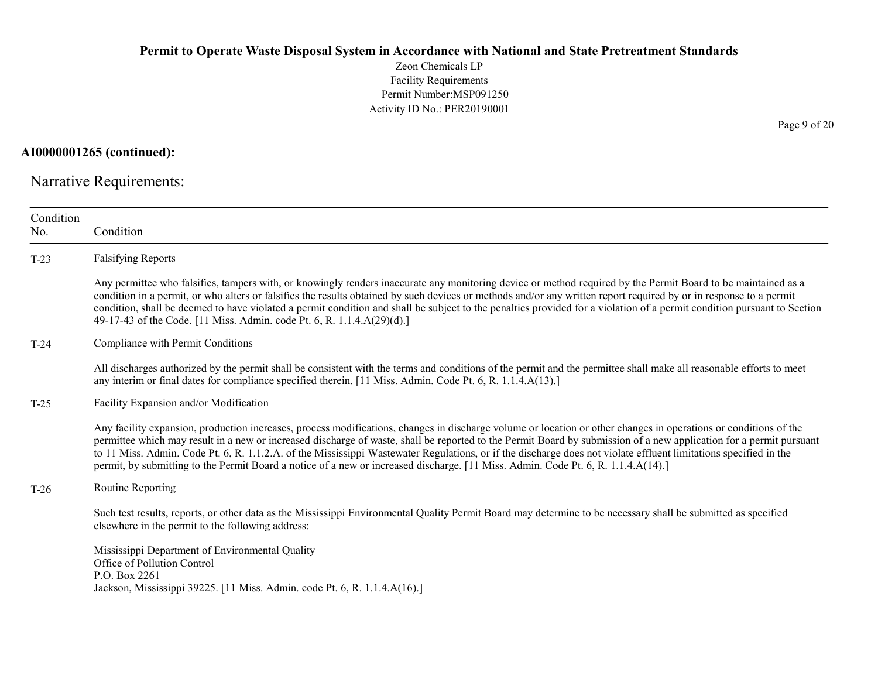**AI0000001265 (continued):**

Narrative Requirements:

| Condition No. | Condition |
|---|---|
| T-23 | Falsifying Reports<br><br>Any permittee who falsifies, tampers with, or knowingly renders inaccurate any monitoring device or method required by the Permit Board to be maintained as a condition in a permit, or who alters or falsifies the results obtained by such devices or methods and/or any written report required by or in response to a permit condition, shall be deemed to have violated a permit condition and shall be subject to the penalties provided for a violation of a permit condition pursuant to Section 49-17-43 of the Code. [11 Miss. Admin. code Pt. 6, R. 1.1.4.A(29)(d).] |
| T-24 | Compliance with Permit Conditions<br><br>All discharges authorized by the permit shall be consistent with the terms and conditions of the permit and the permittee shall make all reasonable efforts to meet any interim or final dates for compliance specified therein. [11 Miss. Admin. Code Pt. 6, R. 1.1.4.A(13).] |
| T-25 | Facility Expansion and/or Modification<br><br>Any facility expansion, production increases, process modifications, changes in discharge volume or location or other changes in operations or conditions of the permittee which may result in a new or increased discharge of waste, shall be reported to the Permit Board by submission of a new application for a permit pursuant to 11 Miss. Admin. Code Pt. 6, R. 1.1.2.A. of the Mississippi Wastewater Regulations, or if the discharge does not violate effluent limitations specified in the permit, by submitting to the Permit Board a notice of a new or increased discharge. [11 Miss. Admin. Code Pt. 6, R. 1.1.4.A(14).] |
| T-26 | Routine Reporting<br><br>Such test results, reports, or other data as the Mississippi Environmental Quality Permit Board may determine to be necessary shall be submitted as specified elsewhere in the permit to the following address:<br><br>Mississippi Department of Environmental Quality<br>Office of Pollution Control<br>P.O. Box 2261<br>Jackson, Mississippi 39225. [11 Miss. Admin. code Pt. 6, R. 1.1.4.A(16).] |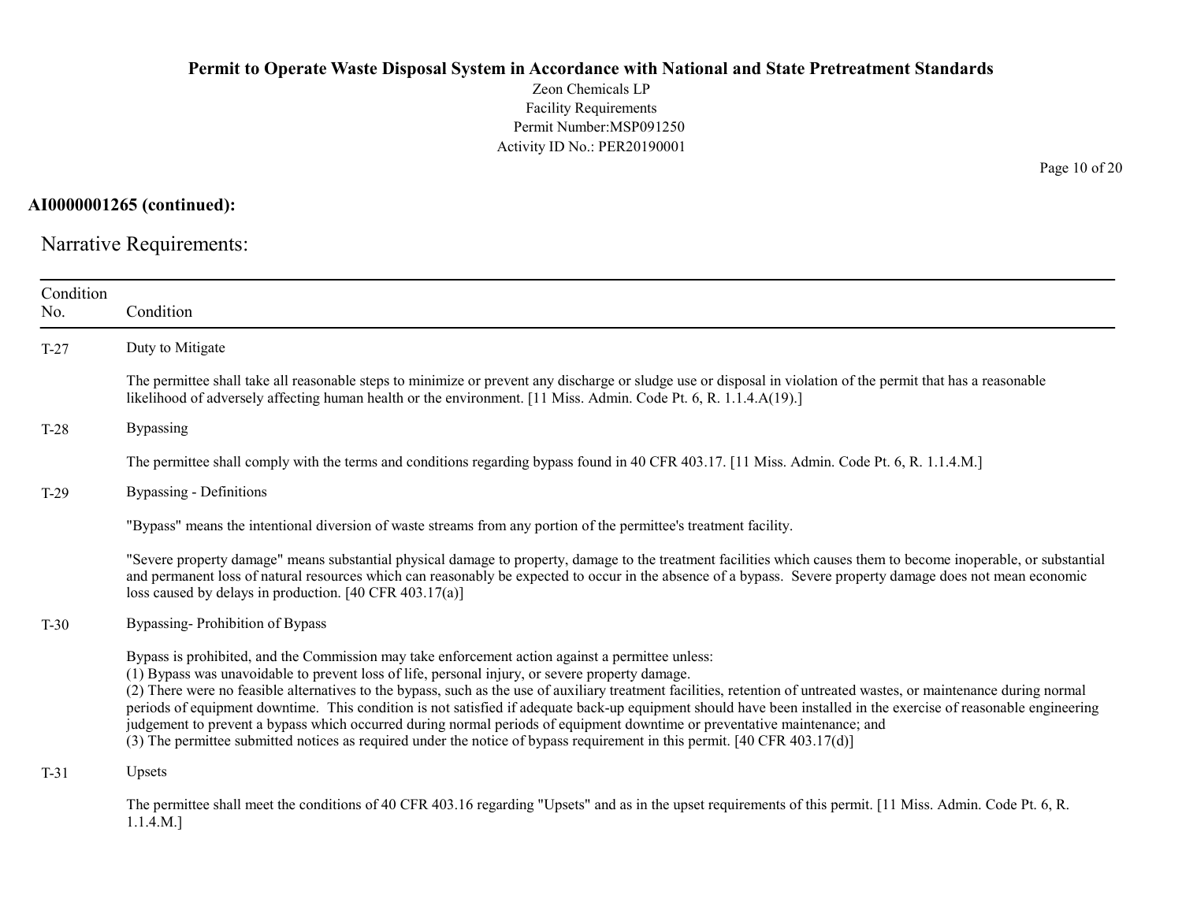**AI0000001265 (continued):**

Narrative Requirements:

| Condition No. | Condition |
|---|---|
| T-27 | Duty to Mitigate<br><br>The permittee shall take all reasonable steps to minimize or prevent any discharge or sludge use or disposal in violation of the permit that has a reasonable likelihood of adversely affecting human health or the environment. [11 Miss. Admin. Code Pt. 6, R. 1.1.4.A(19).] |
| T-28 | Bypassing<br><br>The permittee shall comply with the terms and conditions regarding bypass found in 40 CFR 403.17. [11 Miss. Admin. Code Pt. 6, R. 1.1.4.M.] |
| T-29 | Bypassing - Definitions<br><br>"Bypass" means the intentional diversion of waste streams from any portion of the permittee's treatment facility.<br><br>"Severe property damage" means substantial physical damage to property, damage to the treatment facilities which causes them to become inoperable, or substantial and permanent loss of natural resources which can reasonably be expected to occur in the absence of a bypass. Severe property damage does not mean economic loss caused by delays in production. [40 CFR 403.17(a)] |
| T-30 | Bypassing- Prohibition of Bypass<br><br>Bypass is prohibited, and the Commission may take enforcement action against a permittee unless:<br>(1) Bypass was unavoidable to prevent loss of life, personal injury, or severe property damage.<br>(2) There were no feasible alternatives to the bypass, such as the use of auxiliary treatment facilities, retention of untreated wastes, or maintenance during normal periods of equipment downtime. This condition is not satisfied if adequate back-up equipment should have been installed in the exercise of reasonable engineering judgement to prevent a bypass which occurred during normal periods of equipment downtime or preventative maintenance; and<br>(3) The permittee submitted notices as required under the notice of bypass requirement in this permit. [40 CFR 403.17(d)] |
| T-31 | Upsets<br><br>The permittee shall meet the conditions of 40 CFR 403.16 regarding "Upsets" and as in the upset requirements of this permit. [11 Miss. Admin. Code Pt. 6, R. 1.1.4.M.] |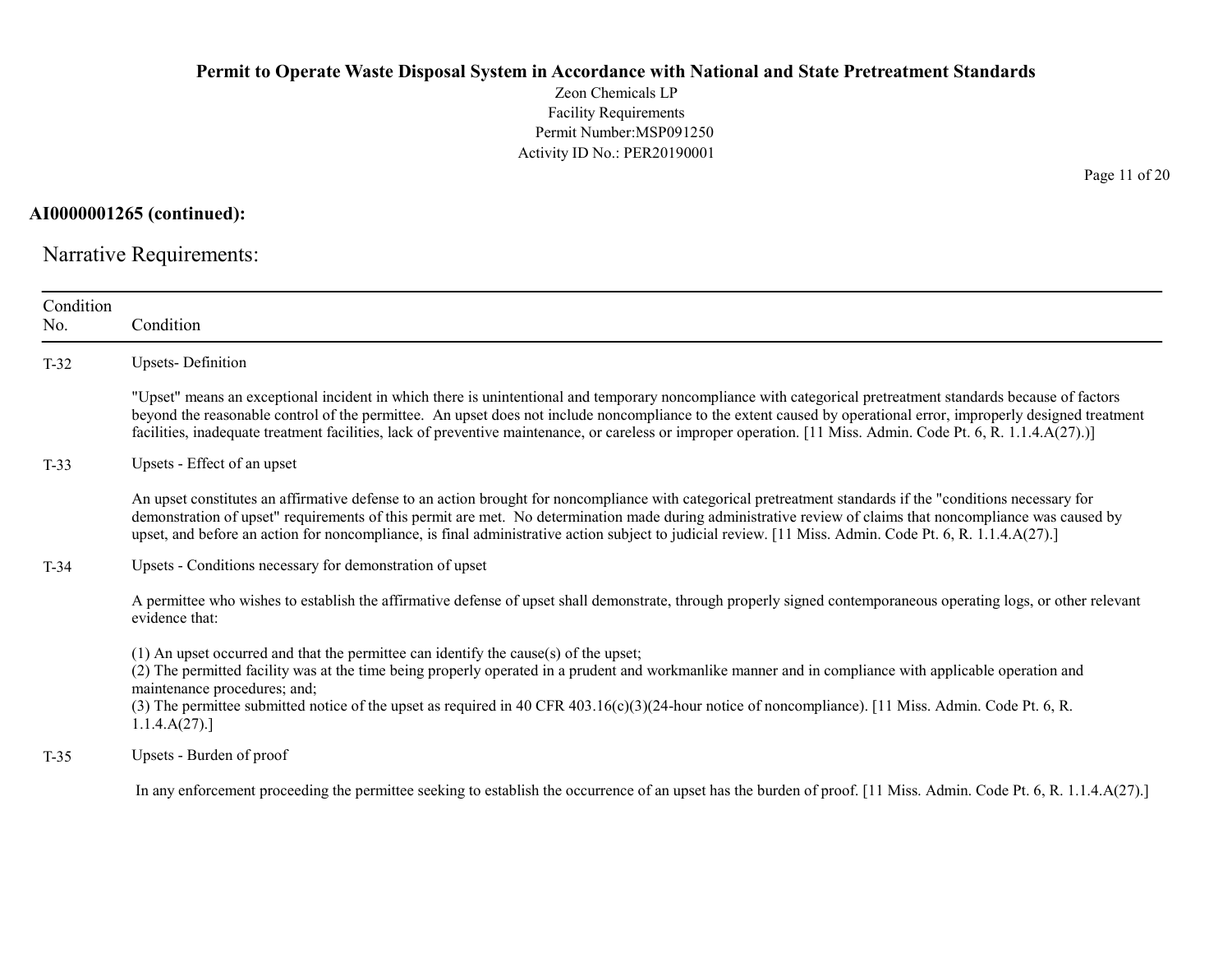**AI0000001265 (continued):**

Narrative Requirements:

| Condition No. | Condition |
|---|---|
| T-32 | Upsets- Definition<br><br>"Upset" means an exceptional incident in which there is unintentional and temporary noncompliance with categorical pretreatment standards because of factors beyond the reasonable control of the permittee. An upset does not include noncompliance to the extent caused by operational error, improperly designed treatment facilities, inadequate treatment facilities, lack of preventive maintenance, or careless or improper operation. [11 Miss. Admin. Code Pt. 6, R. 1.1.4.A(27).)] |
| T-33 | Upsets - Effect of an upset<br><br>An upset constitutes an affirmative defense to an action brought for noncompliance with categorical pretreatment standards if the "conditions necessary for demonstration of upset" requirements of this permit are met. No determination made during administrative review of claims that noncompliance was caused by upset, and before an action for noncompliance, is final administrative action subject to judicial review. [11 Miss. Admin. Code Pt. 6, R. 1.1.4.A(27).] |
| T-34 | Upsets - Conditions necessary for demonstration of upset<br><br>A permittee who wishes to establish the affirmative defense of upset shall demonstrate, through properly signed contemporaneous operating logs, or other relevant evidence that:<br><br>(1) An upset occurred and that the permittee can identify the cause(s) of the upset;<br>(2) The permitted facility was at the time being properly operated in a prudent and workmanlike manner and in compliance with applicable operation and maintenance procedures; and;<br>(3) The permittee submitted notice of the upset as required in 40 CFR 403.16(c)(3)(24-hour notice of noncompliance). [11 Miss. Admin. Code Pt. 6, R. 1.1.4.A(27).] |
| T-35 | Upsets - Burden of proof<br><br>In any enforcement proceeding the permittee seeking to establish the occurrence of an upset has the burden of proof. [11 Miss. Admin. Code Pt. 6, R. 1.1.4.A(27).] |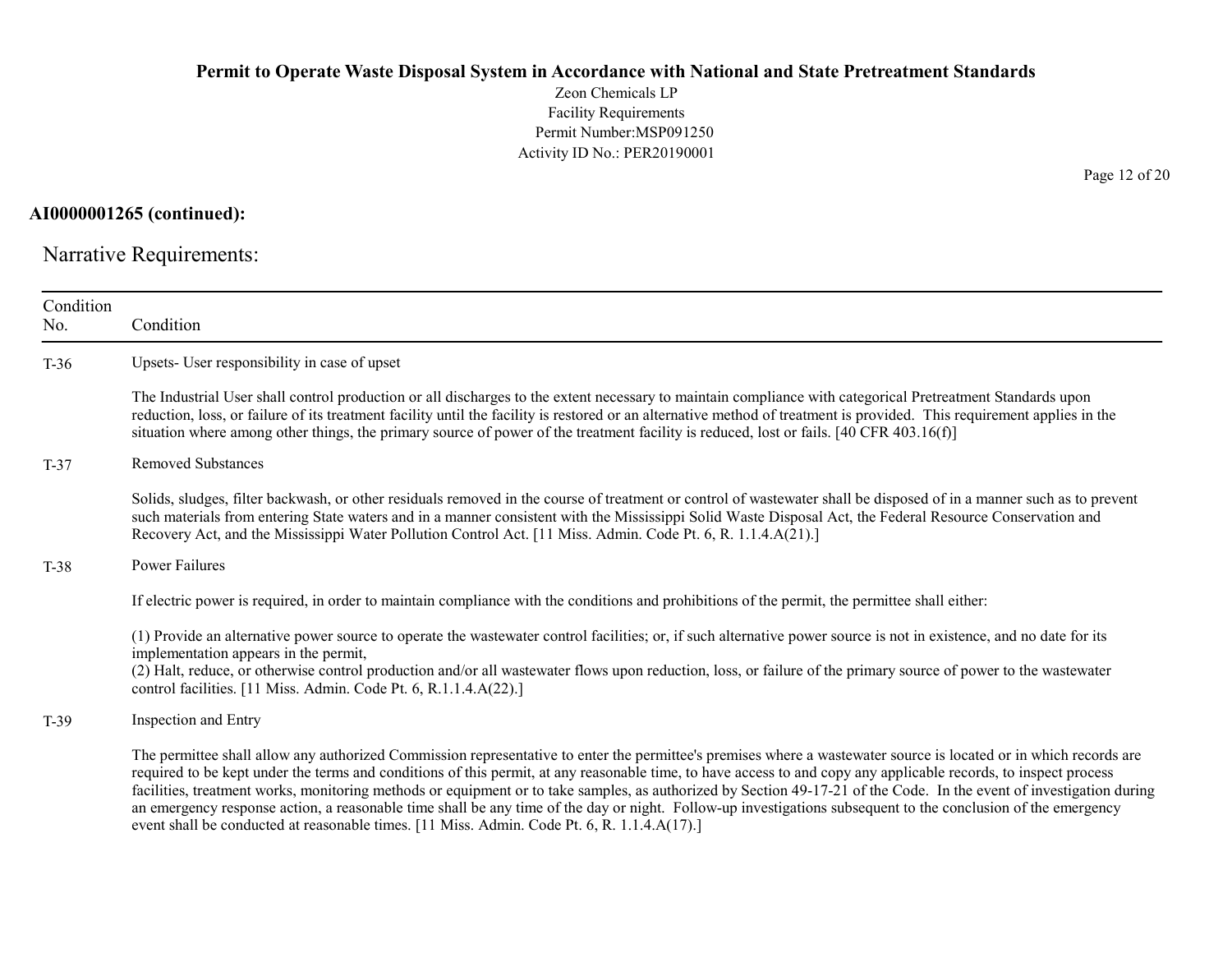**AI0000001265 (continued):**

Narrative Requirements:

| Condition No. | Condition |
|---|---|
| T-36 | Upsets- User responsibility in case of upset<br><br>The Industrial User shall control production or all discharges to the extent necessary to maintain compliance with categorical Pretreatment Standards upon reduction, loss, or failure of its treatment facility until the facility is restored or an alternative method of treatment is provided. This requirement applies in the situation where among other things, the primary source of power of the treatment facility is reduced, lost or fails. [40 CFR 403.16(f)] |
| T-37 | Removed Substances<br><br>Solids, sludges, filter backwash, or other residuals removed in the course of treatment or control of wastewater shall be disposed of in a manner such as to prevent such materials from entering State waters and in a manner consistent with the Mississippi Solid Waste Disposal Act, the Federal Resource Conservation and Recovery Act, and the Mississippi Water Pollution Control Act. [11 Miss. Admin. Code Pt. 6, R. 1.1.4.A(21).] |
| T-38 | Power Failures<br><br>If electric power is required, in order to maintain compliance with the conditions and prohibitions of the permit, the permittee shall either:<br><br>(1) Provide an alternative power source to operate the wastewater control facilities; or, if such alternative power source is not in existence, and no date for its implementation appears in the permit,<br>(2) Halt, reduce, or otherwise control production and/or all wastewater flows upon reduction, loss, or failure of the primary source of power to the wastewater control facilities. [11 Miss. Admin. Code Pt. 6, R.1.1.4.A(22).] |
| T-39 | Inspection and Entry<br><br>The permittee shall allow any authorized Commission representative to enter the permittee's premises where a wastewater source is located or in which records are required to be kept under the terms and conditions of this permit, at any reasonable time, to have access to and copy any applicable records, to inspect process facilities, treatment works, monitoring methods or equipment or to take samples, as authorized by Section 49-17-21 of the Code. In the event of investigation during an emergency response action, a reasonable time shall be any time of the day or night. Follow-up investigations subsequent to the conclusion of the emergency event shall be conducted at reasonable times. [11 Miss. Admin. Code Pt. 6, R. 1.1.4.A(17).] |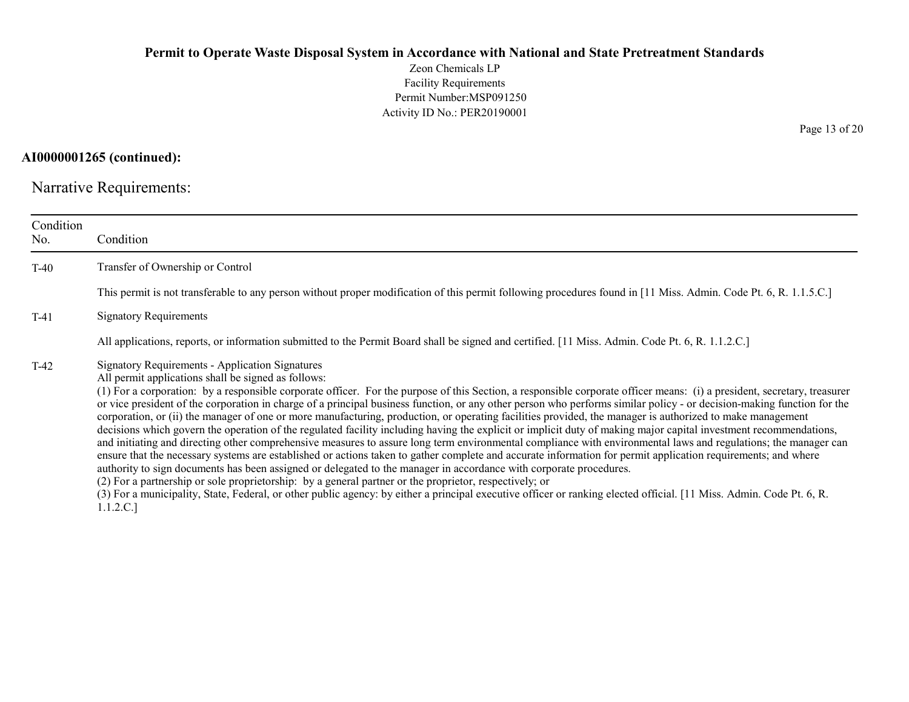**AI0000001265 (continued):**

Narrative Requirements:

| Condition No. | Condition |
| --- | --- |
| T-40 | Transfer of Ownership or Control<br><br>This permit is not transferable to any person without proper modification of this permit following procedures found in [11 Miss. Admin. Code Pt. 6, R. 1.1.5.C.] |
| T-41 | Signatory Requirements<br><br>All applications, reports, or information submitted to the Permit Board shall be signed and certified. [11 Miss. Admin. Code Pt. 6, R. 1.1.2.C.] |
| T-42 | Signatory Requirements - Application Signatures<br>All permit applications shall be signed as follows:<br>(1) For a corporation: by a responsible corporate officer. For the purpose of this Section, a responsible corporate officer means: (i) a president, secretary, treasurer or vice president of the corporation in charge of a principal business function, or any other person who performs similar policy - or decision-making function for the corporation, or (ii) the manager of one or more manufacturing, production, or operating facilities provided, the manager is authorized to make management decisions which govern the operation of the regulated facility including having the explicit or implicit duty of making major capital investment recommendations, and initiating and directing other comprehensive measures to assure long term environmental compliance with environmental laws and regulations; the manager can ensure that the necessary systems are established or actions taken to gather complete and accurate information for permit application requirements; and where authority to sign documents has been assigned or delegated to the manager in accordance with corporate procedures.<br>(2) For a partnership or sole proprietorship: by a general partner or the proprietor, respectively; or<br>(3) For a municipality, State, Federal, or other public agency: by either a principal executive officer or ranking elected official. [11 Miss. Admin. Code Pt. 6, R. 1.1.2.C.] |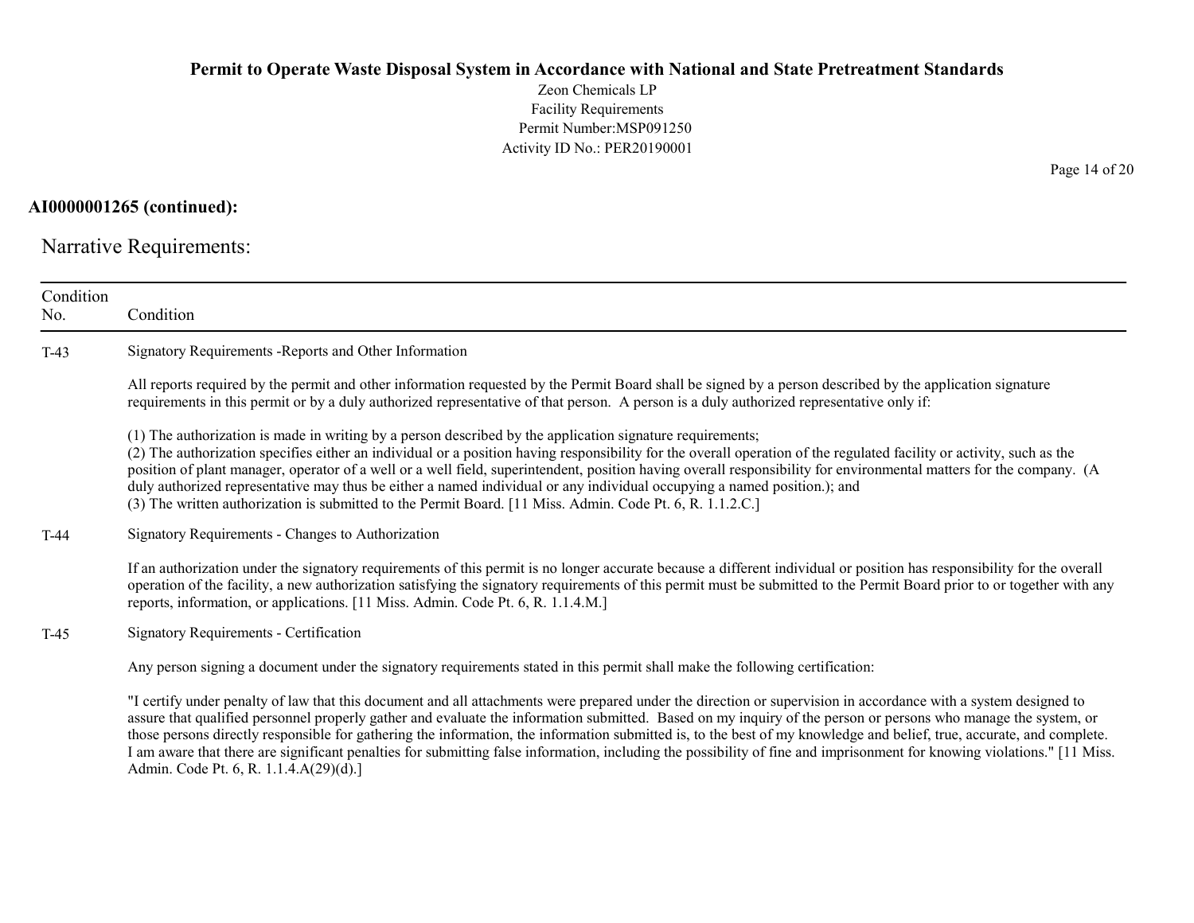**AI0000001265 (continued):**

Narrative Requirements:

| Condition No. | Condition |
|---|---|
| T-43 | Signatory Requirements -Reports and Other Information<br><br>All reports required by the permit and other information requested by the Permit Board shall be signed by a person described by the application signature requirements in this permit or by a duly authorized representative of that person. A person is a duly authorized representative only if:<br><br>(1) The authorization is made in writing by a person described by the application signature requirements;<br>(2) The authorization specifies either an individual or a position having responsibility for the overall operation of the regulated facility or activity, such as the position of plant manager, operator of a well or a well field, superintendent, position having overall responsibility for environmental matters for the company. (A duly authorized representative may thus be either a named individual or any individual occupying a named position.); and<br>(3) The written authorization is submitted to the Permit Board. [11 Miss. Admin. Code Pt. 6, R. 1.1.2.C.] |
| T-44 | Signatory Requirements - Changes to Authorization<br><br>If an authorization under the signatory requirements of this permit is no longer accurate because a different individual or position has responsibility for the overall operation of the facility, a new authorization satisfying the signatory requirements of this permit must be submitted to the Permit Board prior to or together with any reports, information, or applications. [11 Miss. Admin. Code Pt. 6, R. 1.1.4.M.] |
| T-45 | Signatory Requirements - Certification<br><br>Any person signing a document under the signatory requirements stated in this permit shall make the following certification:<br><br>"I certify under penalty of law that this document and all attachments were prepared under the direction or supervision in accordance with a system designed to assure that qualified personnel properly gather and evaluate the information submitted. Based on my inquiry of the person or persons who manage the system, or those persons directly responsible for gathering the information, the information submitted is, to the best of my knowledge and belief, true, accurate, and complete. I am aware that there are significant penalties for submitting false information, including the possibility of fine and imprisonment for knowing violations." [11 Miss. Admin. Code Pt. 6, R. 1.1.4.A(29)(d).] |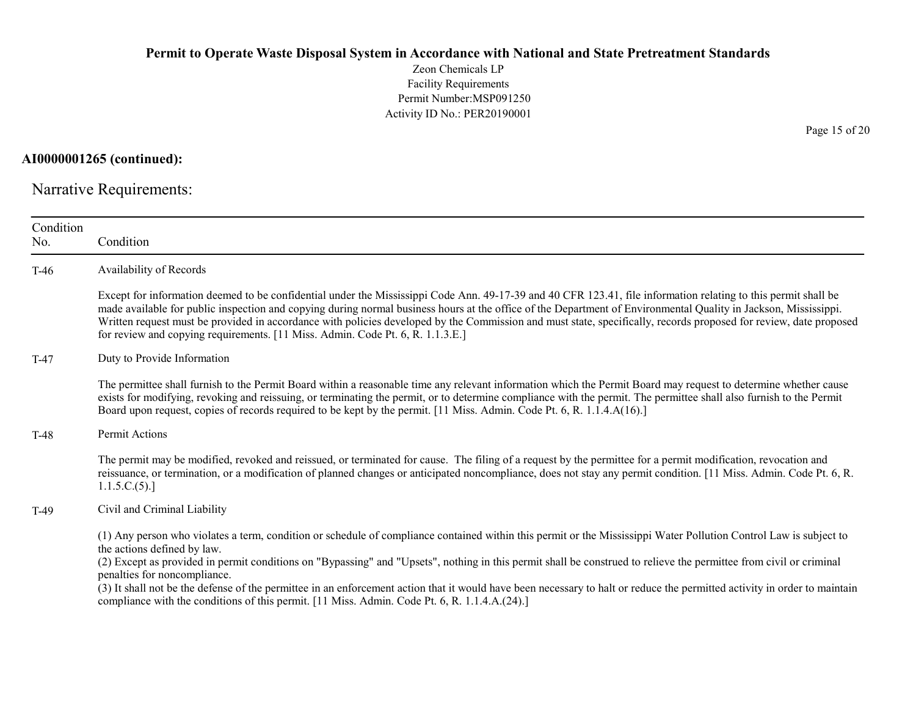**AI0000001265 (continued):**

## Narrative Requirements:

| Condition No. | Condition |
|---|---|
| T-46 | Availability of Records<br><br>Except for information deemed to be confidential under the Mississippi Code Ann. 49-17-39 and 40 CFR 123.41, file information relating to this permit shall be made available for public inspection and copying during normal business hours at the office of the Department of Environmental Quality in Jackson, Mississippi. Written request must be provided in accordance with policies developed by the Commission and must state, specifically, records proposed for review, date proposed for review and copying requirements. [11 Miss. Admin. Code Pt. 6, R. 1.1.3.E.] |
| T-47 | Duty to Provide Information<br><br>The permittee shall furnish to the Permit Board within a reasonable time any relevant information which the Permit Board may request to determine whether cause exists for modifying, revoking and reissuing, or terminating the permit, or to determine compliance with the permit. The permittee shall also furnish to the Permit Board upon request, copies of records required to be kept by the permit. [11 Miss. Admin. Code Pt. 6, R. 1.1.4.A(16).] |
| T-48 | Permit Actions<br><br>The permit may be modified, revoked and reissued, or terminated for cause. The filing of a request by the permittee for a permit modification, revocation and reissuance, or termination, or a modification of planned changes or anticipated noncompliance, does not stay any permit condition. [11 Miss. Admin. Code Pt. 6, R. 1.1.5.C.(5).] |
| T-49 | Civil and Criminal Liability<br><br>(1) Any person who violates a term, condition or schedule of compliance contained within this permit or the Mississippi Water Pollution Control Law is subject to the actions defined by law.<br>(2) Except as provided in permit conditions on "Bypassing" and "Upsets", nothing in this permit shall be construed to relieve the permittee from civil or criminal penalties for noncompliance.<br>(3) It shall not be the defense of the permittee in an enforcement action that it would have been necessary to halt or reduce the permitted activity in order to maintain compliance with the conditions of this permit. [11 Miss. Admin. Code Pt. 6, R. 1.1.4.A.(24).] |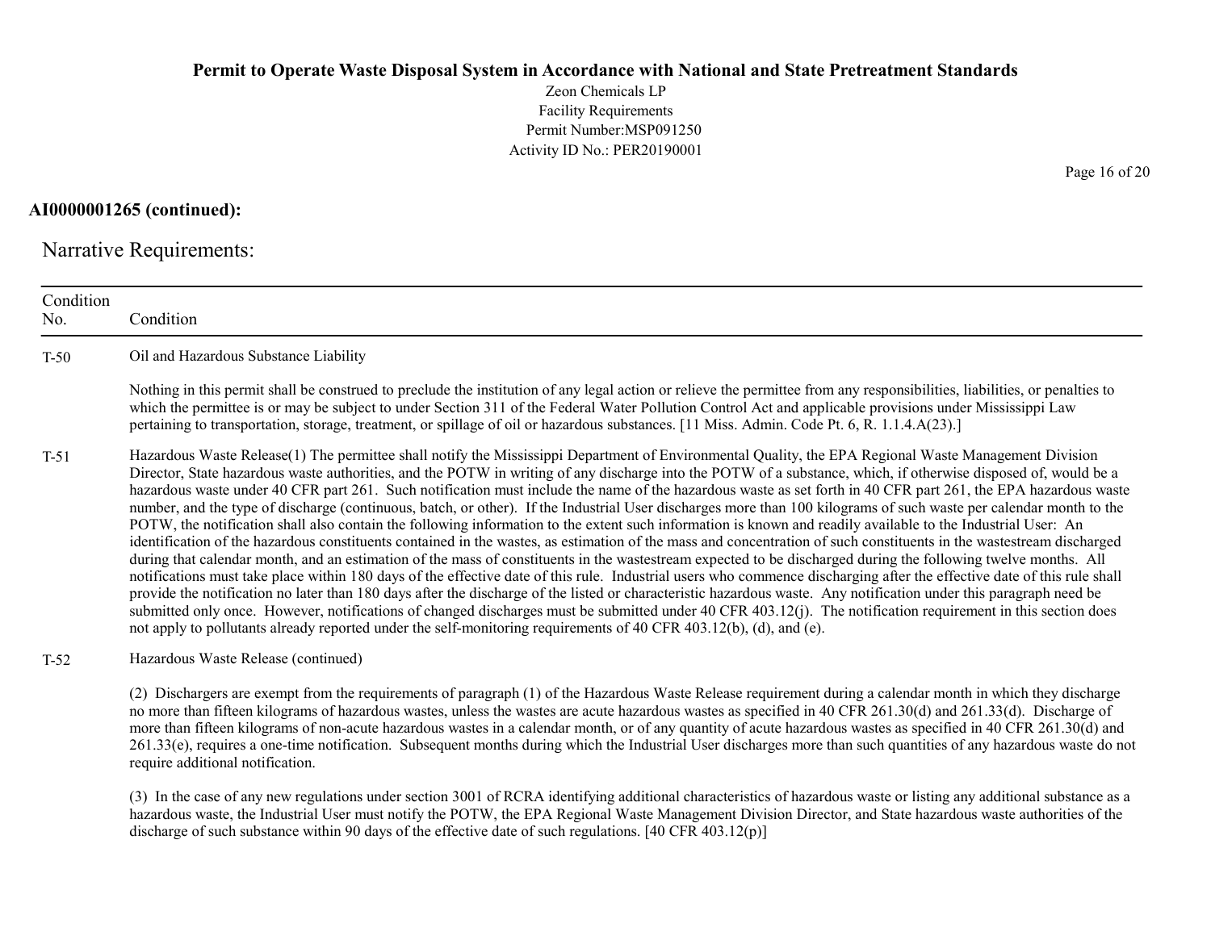**AI0000001265 (continued):**

## Narrative Requirements:

| Condition No. | Condition |
|---|---|
| T-50 | Oil and Hazardous Substance Liability<br><br>Nothing in this permit shall be construed to preclude the institution of any legal action or relieve the permittee from any responsibilities, liabilities, or penalties to which the permittee is or may be subject to under Section 311 of the Federal Water Pollution Control Act and applicable provisions under Mississippi Law pertaining to transportation, storage, treatment, or spillage of oil or hazardous substances. [11 Miss. Admin. Code Pt. 6, R. 1.1.4.A(23).] |
| T-51 | Hazardous Waste Release(1) The permittee shall notify the Mississippi Department of Environmental Quality, the EPA Regional Waste Management Division Director, State hazardous waste authorities, and the POTW in writing of any discharge into the POTW of a substance, which, if otherwise disposed of, would be a hazardous waste under 40 CFR part 261. Such notification must include the name of the hazardous waste as set forth in 40 CFR part 261, the EPA hazardous waste number, and the type of discharge (continuous, batch, or other). If the Industrial User discharges more than 100 kilograms of such waste per calendar month to the POTW, the notification shall also contain the following information to the extent such information is known and readily available to the Industrial User: An identification of the hazardous constituents contained in the wastes, as estimation of the mass and concentration of such constituents in the wastestream discharged during that calendar month, and an estimation of the mass of constituents in the wastestream expected to be discharged during the following twelve months. All notifications must take place within 180 days of the effective date of this rule. Industrial users who commence discharging after the effective date of this rule shall provide the notification no later than 180 days after the discharge of the listed or characteristic hazardous waste. Any notification under this paragraph need be submitted only once. However, notifications of changed discharges must be submitted under 40 CFR 403.12(j). The notification requirement in this section does not apply to pollutants already reported under the self-monitoring requirements of 40 CFR 403.12(b), (d), and (e). |
| T-52 | Hazardous Waste Release (continued)<br><br>(2) Dischargers are exempt from the requirements of paragraph (1) of the Hazardous Waste Release requirement during a calendar month in which they discharge no more than fifteen kilograms of hazardous wastes, unless the wastes are acute hazardous wastes as specified in 40 CFR 261.30(d) and 261.33(d). Discharge of more than fifteen kilograms of non-acute hazardous wastes in a calendar month, or of any quantity of acute hazardous wastes as specified in 40 CFR 261.30(d) and 261.33(e), requires a one-time notification. Subsequent months during which the Industrial User discharges more than such quantities of any hazardous waste do not require additional notification.<br><br>(3) In the case of any new regulations under section 3001 of RCRA identifying additional characteristics of hazardous waste or listing any additional substance as a hazardous waste, the Industrial User must notify the POTW, the EPA Regional Waste Management Division Director, and State hazardous waste authorities of the discharge of such substance within 90 days of the effective date of such regulations. [40 CFR 403.12(p)] |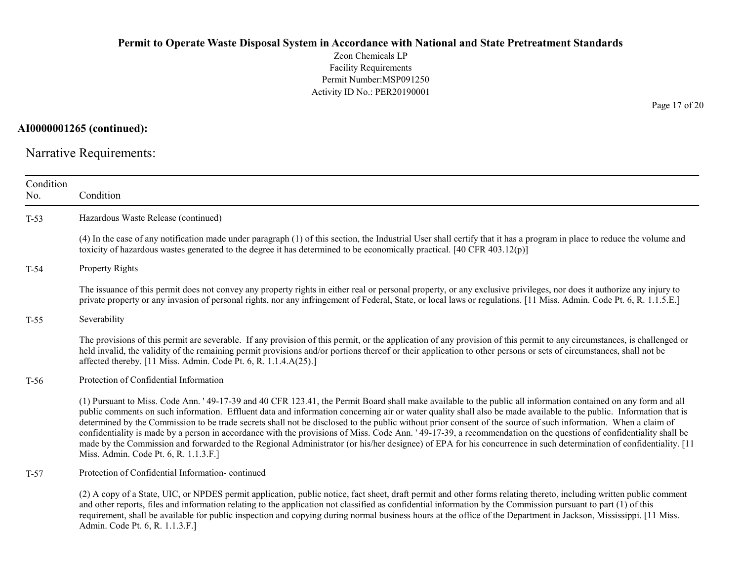**AI0000001265 (continued):**

## Narrative Requirements:

| Condition No. | Condition |
|---|---|
| T-53 | Hazardous Waste Release (continued)<br><br>(4) In the case of any notification made under paragraph (1) of this section, the Industrial User shall certify that it has a program in place to reduce the volume and toxicity of hazardous wastes generated to the degree it has determined to be economically practical. [40 CFR 403.12(p)] |
| T-54 | Property Rights<br><br>The issuance of this permit does not convey any property rights in either real or personal property, or any exclusive privileges, nor does it authorize any injury to private property or any invasion of personal rights, nor any infringement of Federal, State, or local laws or regulations. [11 Miss. Admin. Code Pt. 6, R. 1.1.5.E.] |
| T-55 | Severability<br><br>The provisions of this permit are severable. If any provision of this permit, or the application of any provision of this permit to any circumstances, is challenged or held invalid, the validity of the remaining permit provisions and/or portions thereof or their application to other persons or sets of circumstances, shall not be affected thereby. [11 Miss. Admin. Code Pt. 6, R. 1.1.4.A(25).] |
| T-56 | Protection of Confidential Information<br><br>(1) Pursuant to Miss. Code Ann. ' 49-17-39 and 40 CFR 123.41, the Permit Board shall make available to the public all information contained on any form and all public comments on such information. Effluent data and information concerning air or water quality shall also be made available to the public. Information that is determined by the Commission to be trade secrets shall not be disclosed to the public without prior consent of the source of such information. When a claim of confidentiality is made by a person in accordance with the provisions of Miss. Code Ann. ' 49-17-39, a recommendation on the questions of confidentiality shall be made by the Commission and forwarded to the Regional Administrator (or his/her designee) of EPA for his concurrence in such determination of confidentiality. [11 Miss. Admin. Code Pt. 6, R. 1.1.3.F.] |
| T-57 | Protection of Confidential Information- continued<br><br>(2) A copy of a State, UIC, or NPDES permit application, public notice, fact sheet, draft permit and other forms relating thereto, including written public comment and other reports, files and information relating to the application not classified as confidential information by the Commission pursuant to part (1) of this requirement, shall be available for public inspection and copying during normal business hours at the office of the Department in Jackson, Mississippi. [11 Miss. Admin. Code Pt. 6, R. 1.1.3.F.] |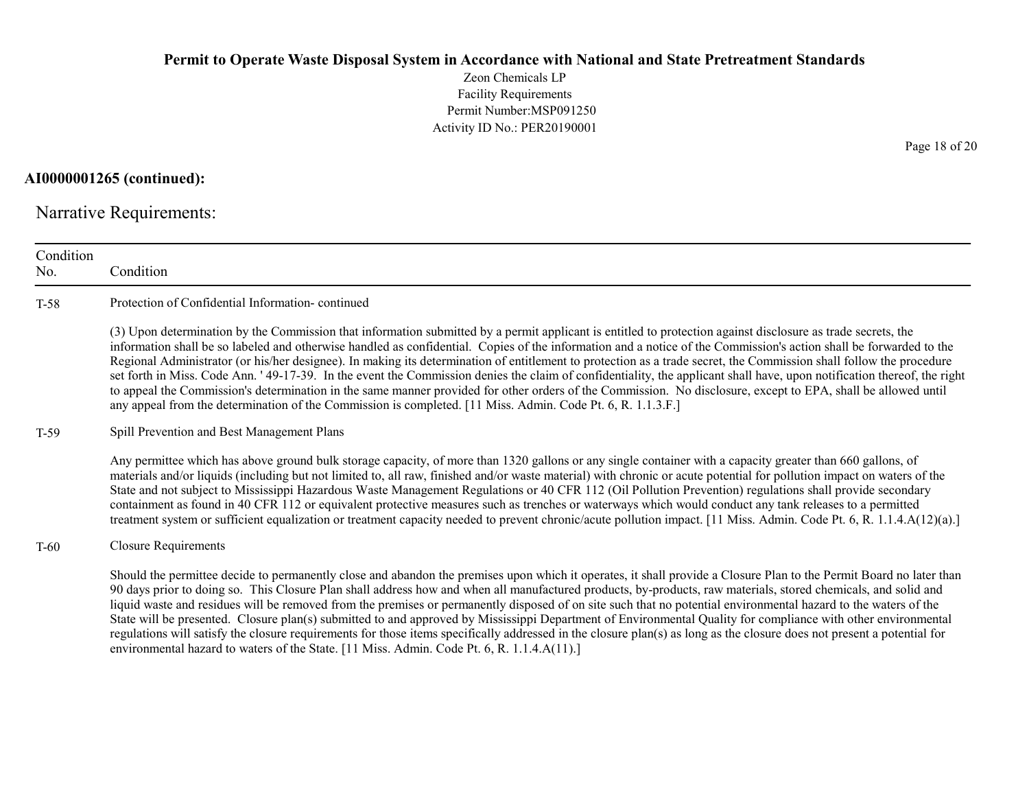**AI0000001265 (continued):**

Narrative Requirements:

| Condition No. | Condition |
|---|---|
| T-58 | Protection of Confidential Information- continued<br><br>(3) Upon determination by the Commission that information submitted by a permit applicant is entitled to protection against disclosure as trade secrets, the information shall be so labeled and otherwise handled as confidential. Copies of the information and a notice of the Commission's action shall be forwarded to the Regional Administrator (or his/her designee). In making its determination of entitlement to protection as a trade secret, the Commission shall follow the procedure set forth in Miss. Code Ann. ' 49-17-39. In the event the Commission denies the claim of confidentiality, the applicant shall have, upon notification thereof, the right to appeal the Commission's determination in the same manner provided for other orders of the Commission. No disclosure, except to EPA, shall be allowed until any appeal from the determination of the Commission is completed. [11 Miss. Admin. Code Pt. 6, R. 1.1.3.F.] |
| T-59 | Spill Prevention and Best Management Plans<br><br>Any permittee which has above ground bulk storage capacity, of more than 1320 gallons or any single container with a capacity greater than 660 gallons, of materials and/or liquids (including but not limited to, all raw, finished and/or waste material) with chronic or acute potential for pollution impact on waters of the State and not subject to Mississippi Hazardous Waste Management Regulations or 40 CFR 112 (Oil Pollution Prevention) regulations shall provide secondary containment as found in 40 CFR 112 or equivalent protective measures such as trenches or waterways which would conduct any tank releases to a permitted treatment system or sufficient equalization or treatment capacity needed to prevent chronic/acute pollution impact. [11 Miss. Admin. Code Pt. 6, R. 1.1.4.A(12)(a).] |
| T-60 | Closure Requirements<br><br>Should the permittee decide to permanently close and abandon the premises upon which it operates, it shall provide a Closure Plan to the Permit Board no later than 90 days prior to doing so. This Closure Plan shall address how and when all manufactured products, by-products, raw materials, stored chemicals, and solid and liquid waste and residues will be removed from the premises or permanently disposed of on site such that no potential environmental hazard to the waters of the State will be presented. Closure plan(s) submitted to and approved by Mississippi Department of Environmental Quality for compliance with other environmental regulations will satisfy the closure requirements for those items specifically addressed in the closure plan(s) as long as the closure does not present a potential for environmental hazard to waters of the State. [11 Miss. Admin. Code Pt. 6, R. 1.1.4.A(11).] |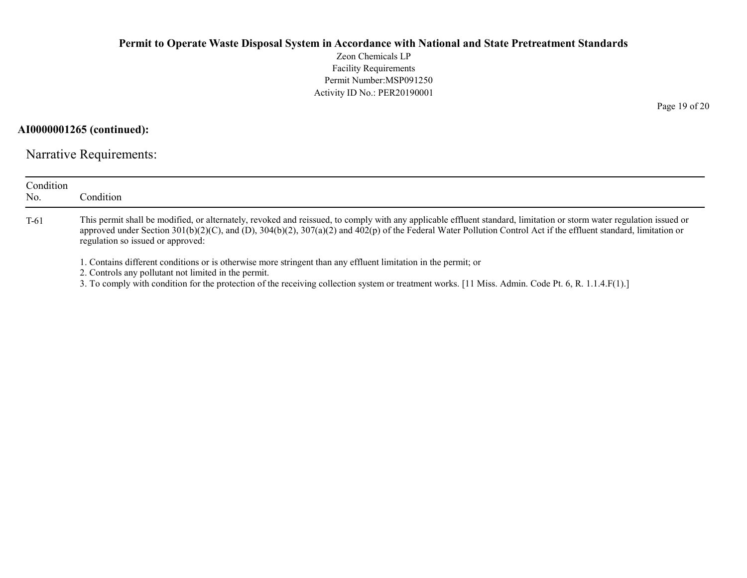**AI0000001265 (continued):**

Narrative Requirements:

| Condition No. | Condition |
|---|---|
| T-61 | This permit shall be modified, or alternately, revoked and reissued, to comply with any applicable effluent standard, limitation or storm water regulation issued or approved under Section 301(b)(2)(C), and (D), 304(b)(2), 307(a)(2) and 402(p) of the Federal Water Pollution Control Act if the effluent standard, limitation or regulation so issued or approved:<br><br>1. Contains different conditions or is otherwise more stringent than any effluent limitation in the permit; or<br>2. Controls any pollutant not limited in the permit.<br>3. To comply with condition for the protection of the receiving collection system or treatment works. [11 Miss. Admin. Code Pt. 6, R. 1.1.4.F(1).] |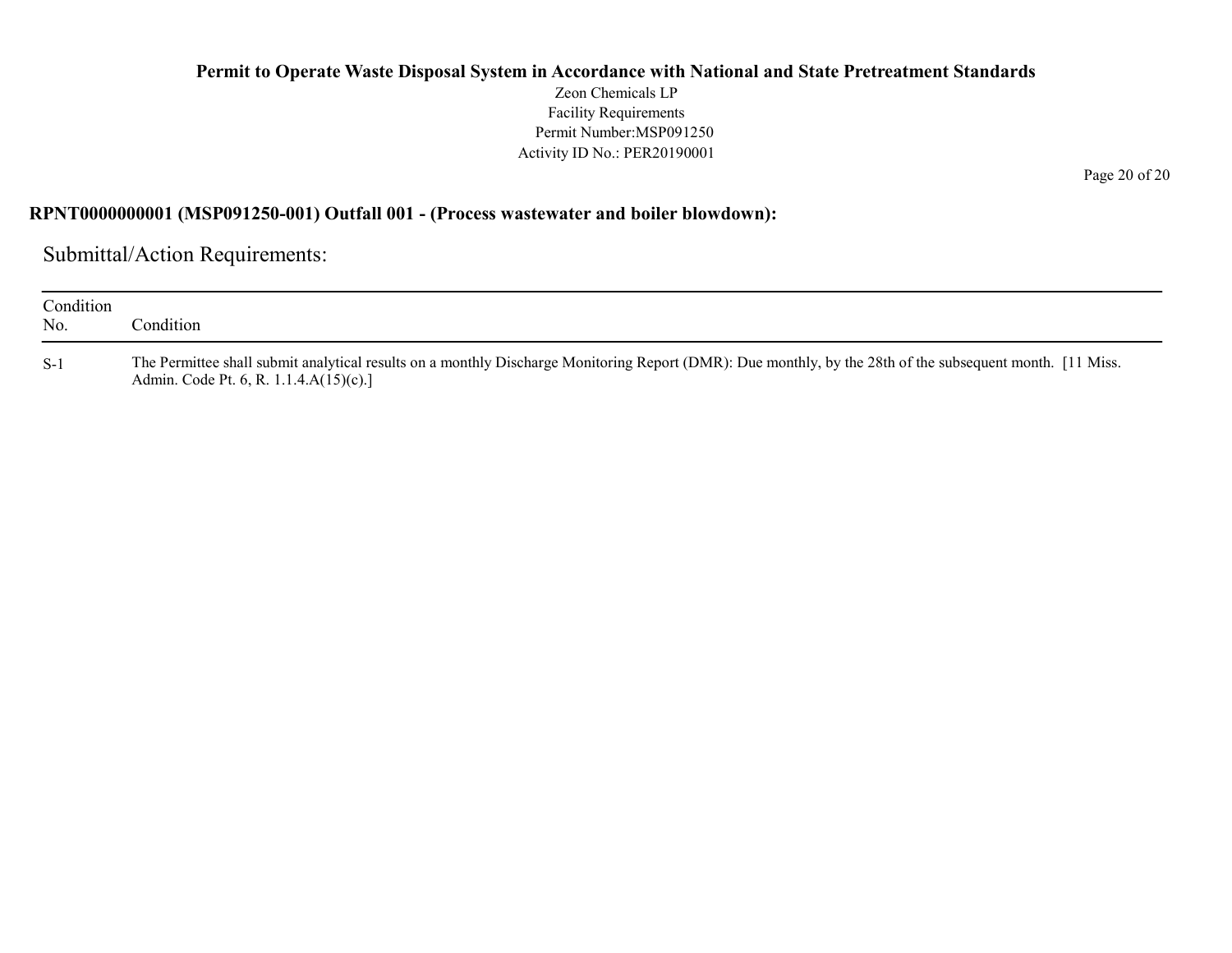**RPNT0000000001 (MSP091250-001) Outfall 001 - (Process wastewater and boiler blowdown):**

## Submittal/Action Requirements:

| Condition No. | Condition |
|---|---|
| S-1 | The Permittee shall submit analytical results on a monthly Discharge Monitoring Report (DMR): Due monthly, by the 28th of the subsequent month. [11 Miss. Admin. Code Pt. 6, R. 1.1.4.A(15)(c).] |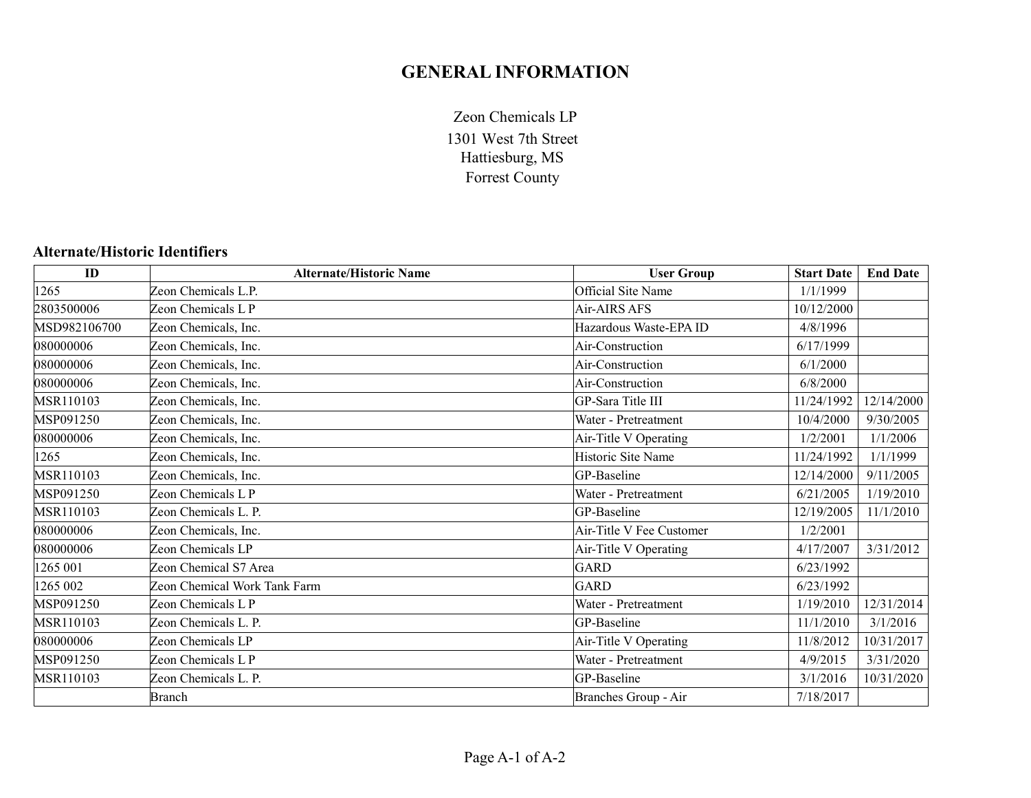# GENERAL INFORMATION

Zeon Chemicals LP
1301 West 7th Street
Hattiesburg, MS
Forrest County

## Alternate/Historic Identifiers

| ID | Alternate/Historic Name | User Group | Start Date | End Date |
|---|---|---|---|---|
| 1265 | Zeon Chemicals L.P. | Official Site Name | 1/1/1999 | |
| 2803500006 | Zeon Chemicals L P | Air-AIRS AFS | 10/12/2000 | |
| MSD982106700 | Zeon Chemicals, Inc. | Hazardous Waste-EPA ID | 4/8/1996 | |
| 080000006 | Zeon Chemicals, Inc. | Air-Construction | 6/17/1999 | |
| 080000006 | Zeon Chemicals, Inc. | Air-Construction | 6/1/2000 | |
| 080000006 | Zeon Chemicals, Inc. | Air-Construction | 6/8/2000 | |
| MSR110103 | Zeon Chemicals, Inc. | GP-Sara Title III | 11/24/1992 | 12/14/2000 |
| MSP091250 | Zeon Chemicals, Inc. | Water - Pretreatment | 10/4/2000 | 9/30/2005 |
| 080000006 | Zeon Chemicals, Inc. | Air-Title V Operating | 1/2/2001 | 1/1/2006 |
| 1265 | Zeon Chemicals, Inc. | Historic Site Name | 11/24/1992 | 1/1/1999 |
| MSR110103 | Zeon Chemicals, Inc. | GP-Baseline | 12/14/2000 | 9/11/2005 |
| MSP091250 | Zeon Chemicals L P | Water - Pretreatment | 6/21/2005 | 1/19/2010 |
| MSR110103 | Zeon Chemicals L. P. | GP-Baseline | 12/19/2005 | 11/1/2010 |
| 080000006 | Zeon Chemicals, Inc. | Air-Title V Fee Customer | 1/2/2001 | |
| 080000006 | Zeon Chemicals LP | Air-Title V Operating | 4/17/2007 | 3/31/2012 |
| 1265 001 | Zeon Chemical S7 Area | GARD | 6/23/1992 | |
| 1265 002 | Zeon Chemical Work Tank Farm | GARD | 6/23/1992 | |
| MSP091250 | Zeon Chemicals L P | Water - Pretreatment | 1/19/2010 | 12/31/2014 |
| MSR110103 | Zeon Chemicals L. P. | GP-Baseline | 11/1/2010 | 3/1/2016 |
| 080000006 | Zeon Chemicals LP | Air-Title V Operating | 11/8/2012 | 10/31/2017 |
| MSP091250 | Zeon Chemicals L P | Water - Pretreatment | 4/9/2015 | 3/31/2020 |
| MSR110103 | Zeon Chemicals L. P. | GP-Baseline | 3/1/2016 | 10/31/2020 |
| | Branch | Branches Group - Air | 7/18/2017 | |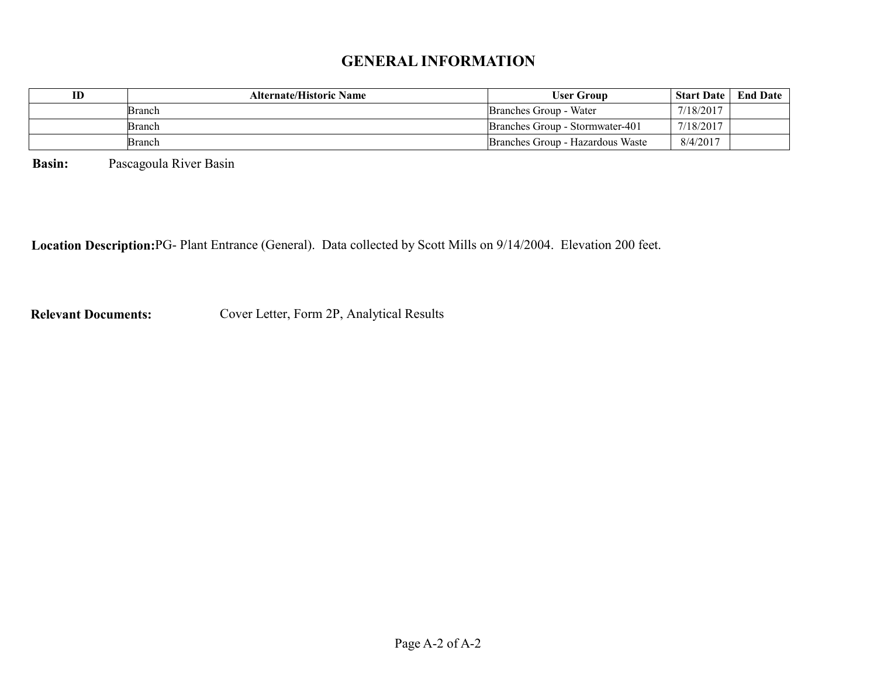# GENERAL INFORMATION

| ID | Alternate/Historic Name | User Group | Start Date | End Date |
|---|---|---|---|---|
| | Branch | Branches Group - Water | 7/18/2017 | |
| | Branch | Branches Group - Stormwater-401 | 7/18/2017 | |
| | Branch | Branches Group - Hazardous Waste | 8/4/2017 | |

**Basin:** Pascagoula River Basin

**Location Description:** PG- Plant Entrance (General). Data collected by Scott Mills on 9/14/2004. Elevation 200 feet.

**Relevant Documents:** Cover Letter, Form 2P, Analytical Results